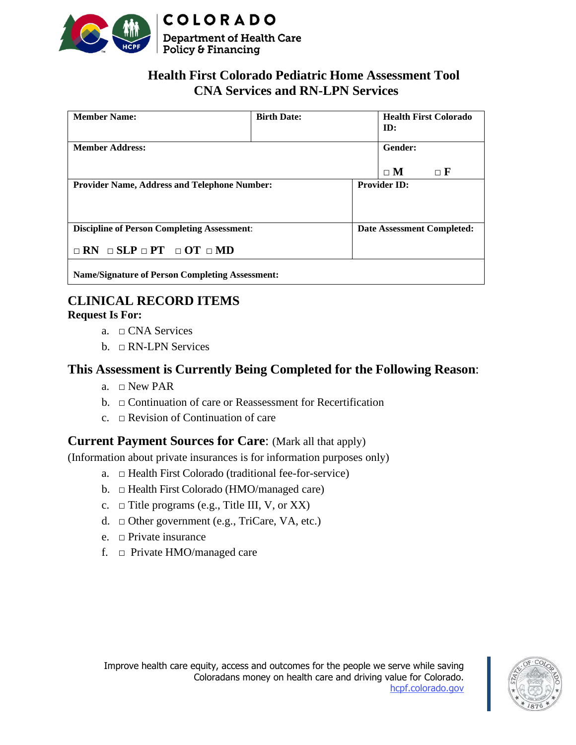COLORADO
Department of Health Care Policy & Financing

# Health First Colorado Pediatric Home Assessment Tool
## CNA Services and RN-LPN Services

| **Member Name:** | **Birth Date:** | **Health First Colorado ID:** |
|---|---|---|
| **Member Address:** | | **Gender:** ☐ **M** ☐ **F** |
| **Provider Name, Address and Telephone Number:** | | **Provider ID:** |
| **Discipline of Person Completing Assessment**: ☐ **RN** ☐ **SLP** ☐ **PT** ☐ **OT** ☐ **MD** | | **Date Assessment Completed:** |
| **Name/Signature of Person Completing Assessment:** | | |

## CLINICAL RECORD ITEMS

**Request Is For:**

a. ☐ CNA Services
b. ☐ RN-LPN Services

### This Assessment is Currently Being Completed for the Following Reason:

a. ☐ New PAR
b. ☐ Continuation of care or Reassessment for Recertification
c. ☐ Revision of Continuation of care

### Current Payment Sources for Care: (Mark all that apply)

(Information about private insurances is for information purposes only)

a. ☐ Health First Colorado (traditional fee-for-service)
b. ☐ Health First Colorado (HMO/managed care)
c. ☐ Title programs (e.g., Title III, V, or XX)
d. ☐ Other government (e.g., TriCare, VA, etc.)
e. ☐ Private insurance
f. ☐ Private HMO/managed care

Improve health care equity, access and outcomes for the people we serve while saving Coloradans money on health care and driving value for Colorado.
hcpf.colorado.gov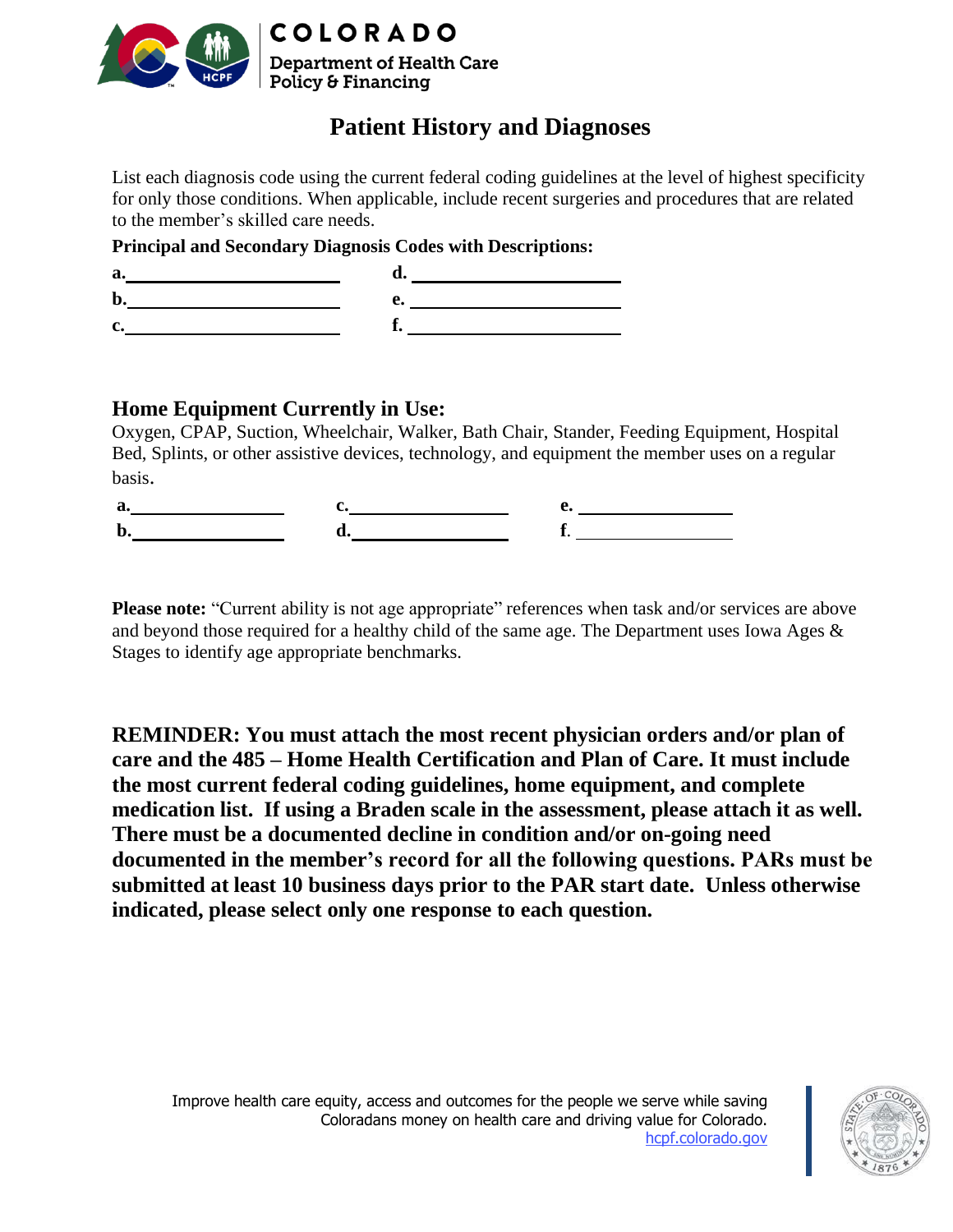# Patient History and Diagnoses

List each diagnosis code using the current federal coding guidelines at the level of highest specificity for only those conditions. When applicable, include recent surgeries and procedures that are related to the member's skilled care needs.

**Principal and Secondary Diagnosis Codes with Descriptions:**

**a.**______________________ **d.** ______________________

**b.**______________________ **e.** ______________________

**c.**______________________ **f.** ______________________

## Home Equipment Currently in Use:

Oxygen, CPAP, Suction, Wheelchair, Walker, Bath Chair, Stander, Feeding Equipment, Hospital Bed, Splints, or other assistive devices, technology, and equipment the member uses on a regular basis.

**a.**________________ **c.**________________ **e.** ________________

**b.**________________ **d.**________________ **f.** ________________

**Please note:** "Current ability is not age appropriate" references when task and/or services are above and beyond those required for a healthy child of the same age. The Department uses Iowa Ages & Stages to identify age appropriate benchmarks.

**REMINDER: You must attach the most recent physician orders and/or plan of care and the 485 – Home Health Certification and Plan of Care. It must include the most current federal coding guidelines, home equipment, and complete medication list. If using a Braden scale in the assessment, please attach it as well. There must be a documented decline in condition and/or on-going need documented in the member's record for all the following questions. PARs must be submitted at least 10 business days prior to the PAR start date. Unless otherwise indicated, please select only one response to each question.**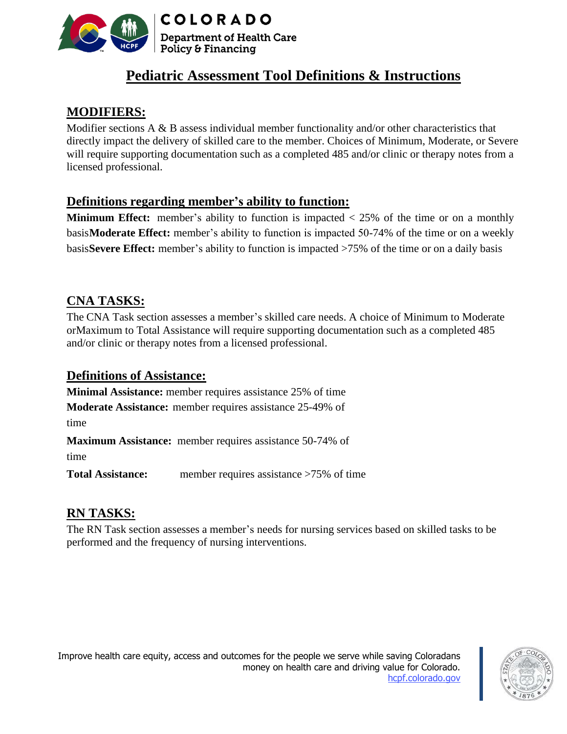# Pediatric Assessment Tool Definitions & Instructions

## MODIFIERS:

Modifier sections A & B assess individual member functionality and/or other characteristics that directly impact the delivery of skilled care to the member. Choices of Minimum, Moderate, or Severe will require supporting documentation such as a completed 485 and/or clinic or therapy notes from a licensed professional.

### Definitions regarding member's ability to function:

**Minimum Effect:** member's ability to function is impacted < 25% of the time or on a monthly basis**Moderate Effect:** member's ability to function is impacted 50-74% of the time or on a weekly basis**Severe Effect:** member's ability to function is impacted >75% of the time or on a daily basis

## CNA TASKS:

The CNA Task section assesses a member's skilled care needs. A choice of Minimum to Moderate orMaximum to Total Assistance will require supporting documentation such as a completed 485 and/or clinic or therapy notes from a licensed professional.

### Definitions of Assistance:

**Minimal Assistance:** member requires assistance 25% of time

**Moderate Assistance:** member requires assistance 25-49% of time

**Maximum Assistance:** member requires assistance 50-74% of time

**Total Assistance:** member requires assistance >75% of time

## RN TASKS:

The RN Task section assesses a member's needs for nursing services based on skilled tasks to be performed and the frequency of nursing interventions.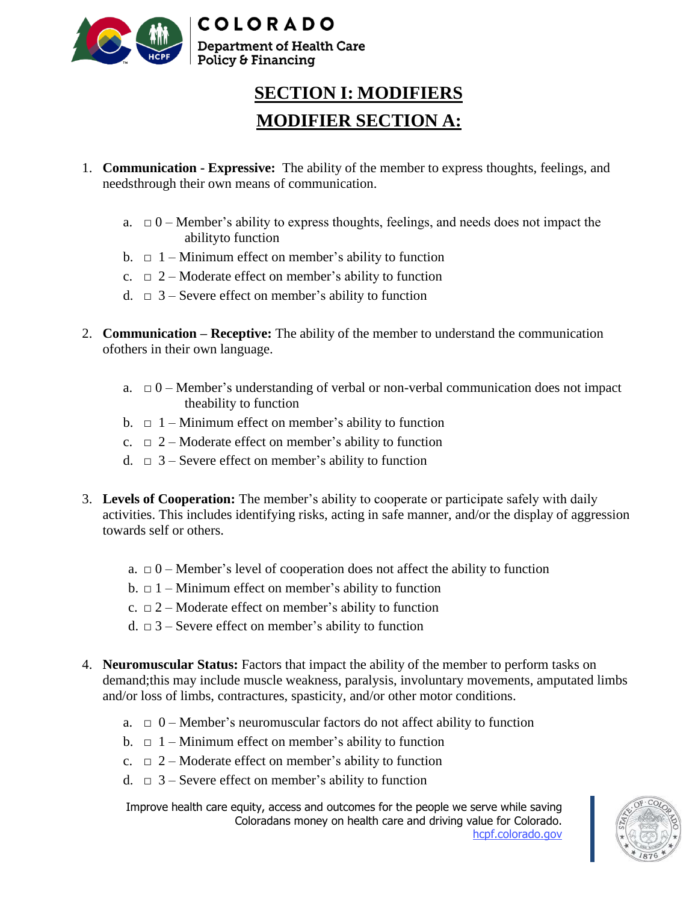# SECTION I: MODIFIERS

## MODIFIER SECTION A:

1. **Communication - Expressive:** The ability of the member to express thoughts, feelings, and needsthrough their own means of communication.

   a. □ 0 – Member's ability to express thoughts, feelings, and needs does not impact the abilityto function
   b. □ 1 – Minimum effect on member's ability to function
   c. □ 2 – Moderate effect on member's ability to function
   d. □ 3 – Severe effect on member's ability to function

2. **Communication – Receptive:** The ability of the member to understand the communication ofothers in their own language.

   a. □ 0 – Member's understanding of verbal or non-verbal communication does not impact theability to function
   b. □ 1 – Minimum effect on member's ability to function
   c. □ 2 – Moderate effect on member's ability to function
   d. □ 3 – Severe effect on member's ability to function

3. **Levels of Cooperation:** The member's ability to cooperate or participate safely with daily activities. This includes identifying risks, acting in safe manner, and/or the display of aggression towards self or others.

   a. □ 0 – Member's level of cooperation does not affect the ability to function
   b. □ 1 – Minimum effect on member's ability to function
   c. □ 2 – Moderate effect on member's ability to function
   d. □ 3 – Severe effect on member's ability to function

4. **Neuromuscular Status:** Factors that impact the ability of the member to perform tasks on demand;this may include muscle weakness, paralysis, involuntary movements, amputated limbs and/or loss of limbs, contractures, spasticity, and/or other motor conditions.

   a. □ 0 – Member's neuromuscular factors do not affect ability to function
   b. □ 1 – Minimum effect on member's ability to function
   c. □ 2 – Moderate effect on member's ability to function
   d. □ 3 – Severe effect on member's ability to function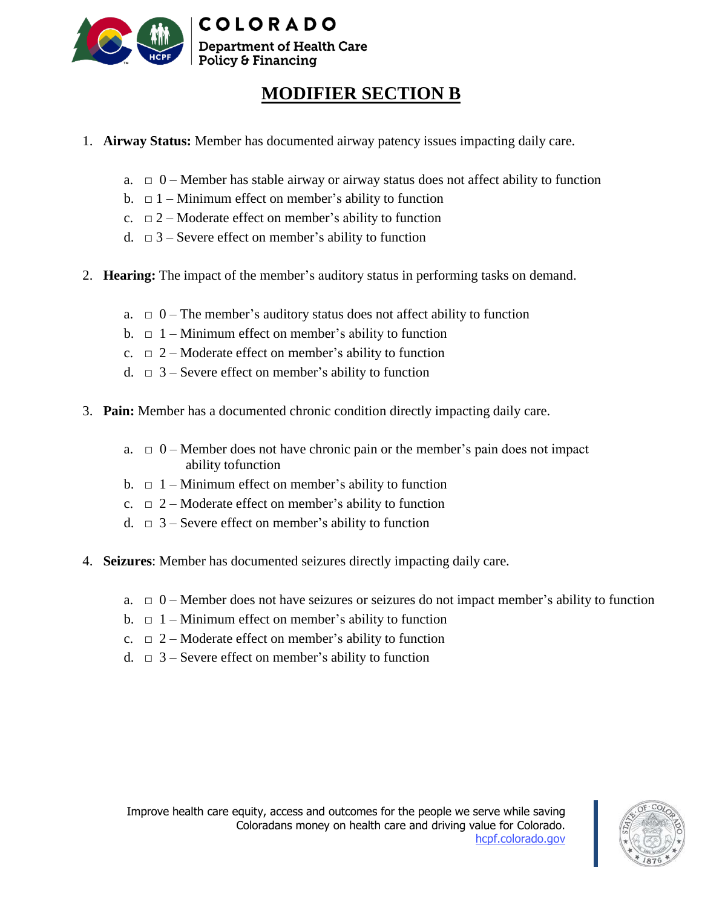# MODIFIER SECTION B

1. **Airway Status:** Member has documented airway patency issues impacting daily care.

   a. □ 0 – Member has stable airway or airway status does not affect ability to function
   b. □ 1 – Minimum effect on member's ability to function
   c. □ 2 – Moderate effect on member's ability to function
   d. □ 3 – Severe effect on member's ability to function

2. **Hearing:** The impact of the member's auditory status in performing tasks on demand.

   a. □ 0 – The member's auditory status does not affect ability to function
   b. □ 1 – Minimum effect on member's ability to function
   c. □ 2 – Moderate effect on member's ability to function
   d. □ 3 – Severe effect on member's ability to function

3. **Pain:** Member has a documented chronic condition directly impacting daily care.

   a. □ 0 – Member does not have chronic pain or the member's pain does not impact ability tofunction
   b. □ 1 – Minimum effect on member's ability to function
   c. □ 2 – Moderate effect on member's ability to function
   d. □ 3 – Severe effect on member's ability to function

4. **Seizures**: Member has documented seizures directly impacting daily care.

   a. □ 0 – Member does not have seizures or seizures do not impact member's ability to function
   b. □ 1 – Minimum effect on member's ability to function
   c. □ 2 – Moderate effect on member's ability to function
   d. □ 3 – Severe effect on member's ability to function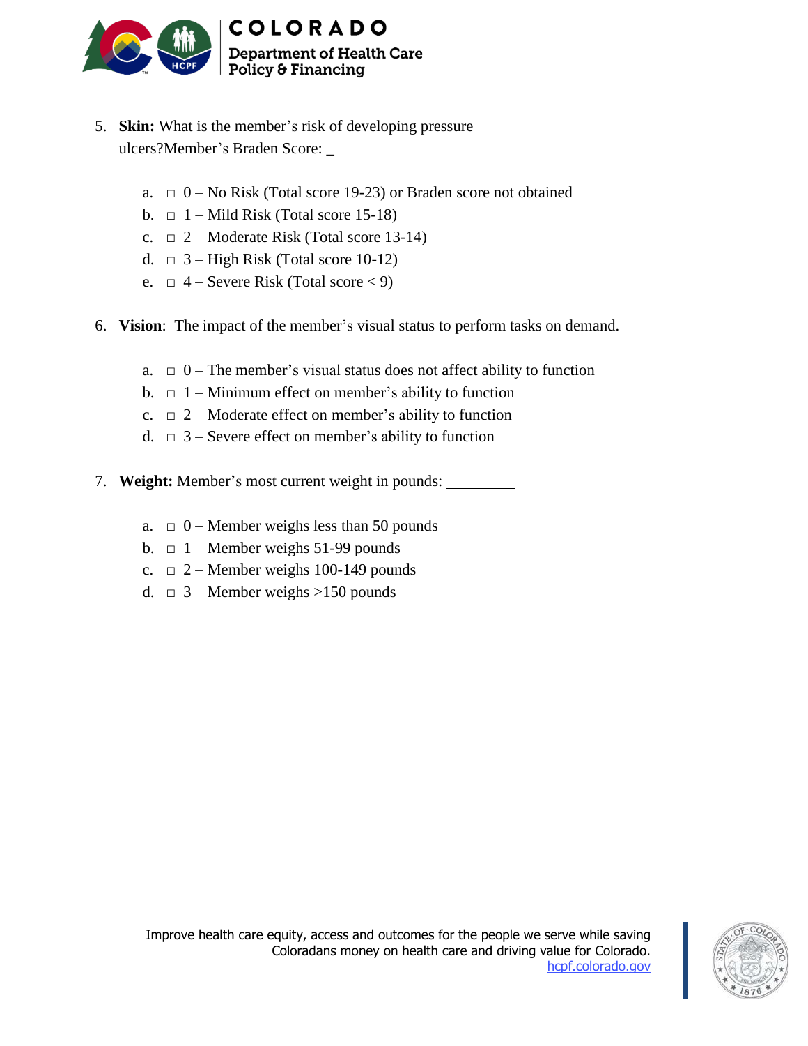5. **Skin:** What is the member's risk of developing pressure ulcers?Member's Braden Score: _\_\_\_

   a. □ 0 – No Risk (Total score 19-23) or Braden score not obtained
   b. □ 1 – Mild Risk (Total score 15-18)
   c. □ 2 – Moderate Risk (Total score 13-14)
   d. □ 3 – High Risk (Total score 10-12)
   e. □ 4 – Severe Risk (Total score < 9)

6. **Vision**: The impact of the member's visual status to perform tasks on demand.

   a. □ 0 – The member's visual status does not affect ability to function
   b. □ 1 – Minimum effect on member's ability to function
   c. □ 2 – Moderate effect on member's ability to function
   d. □ 3 – Severe effect on member's ability to function

7. **Weight:** Member's most current weight in pounds: \_\_\_\_\_\_\_\_\_

   a. □ 0 – Member weighs less than 50 pounds
   b. □ 1 – Member weighs 51-99 pounds
   c. □ 2 – Member weighs 100-149 pounds
   d. □ 3 – Member weighs >150 pounds

Improve health care equity, access and outcomes for the people we serve while saving Coloradans money on health care and driving value for Colorado.
[hcpf.colorado.gov](https://hcpf.colorado.gov)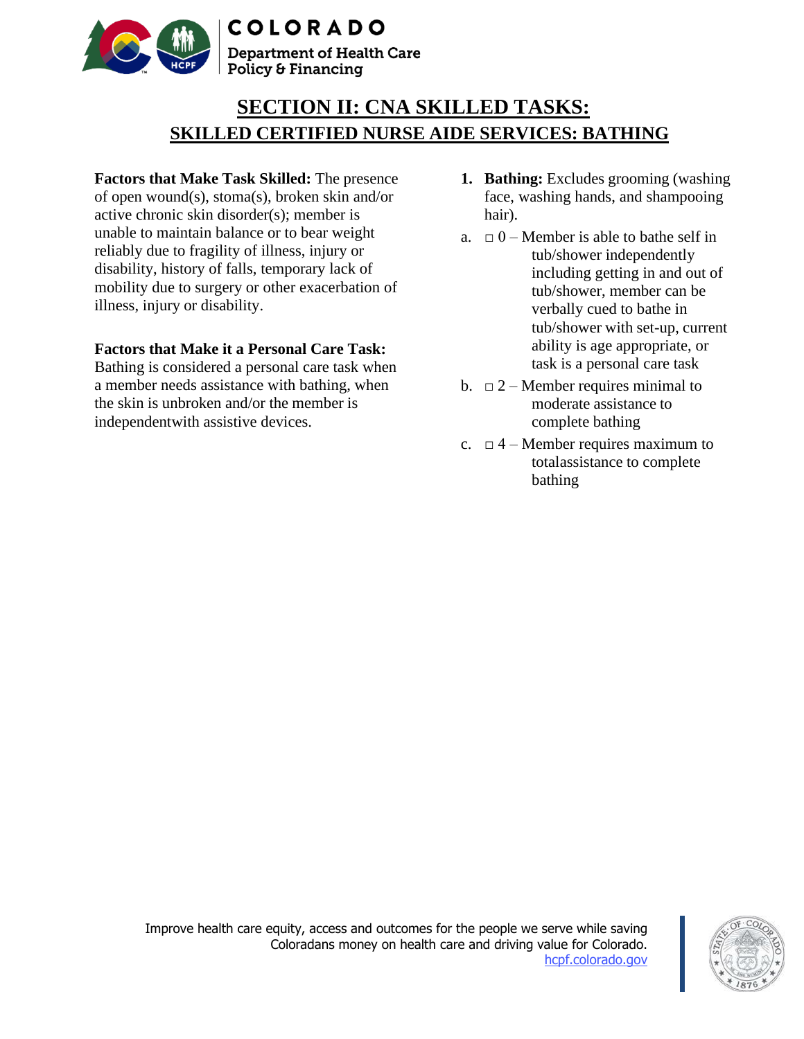# SECTION II: CNA SKILLED TASKS:

## SKILLED CERTIFIED NURSE AIDE SERVICES: BATHING

**Factors that Make Task Skilled:** The presence of open wound(s), stoma(s), broken skin and/or active chronic skin disorder(s); member is unable to maintain balance or to bear weight reliably due to fragility of illness, injury or disability, history of falls, temporary lack of mobility due to surgery or other exacerbation of illness, injury or disability.

**Factors that Make it a Personal Care Task:** Bathing is considered a personal care task when a member needs assistance with bathing, when the skin is unbroken and/or the member is independentwith assistive devices.

1. **Bathing:** Excludes grooming (washing face, washing hands, and shampooing hair).

   a. □ 0 – Member is able to bathe self in tub/shower independently including getting in and out of tub/shower, member can be verbally cued to bathe in tub/shower with set-up, current ability is age appropriate, or task is a personal care task

   b. □ 2 – Member requires minimal to moderate assistance to complete bathing

   c. □ 4 – Member requires maximum to totalassistance to complete bathing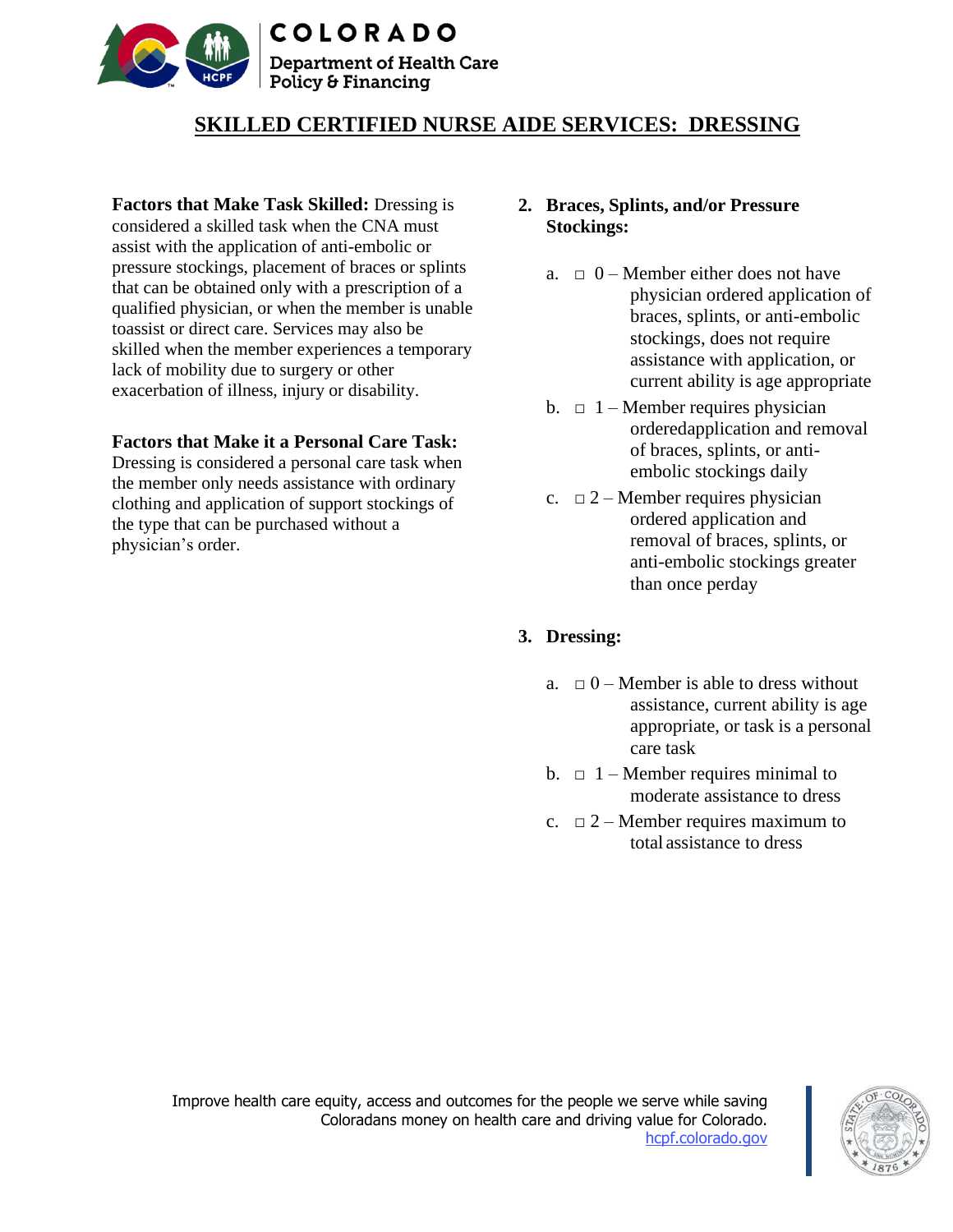# SKILLED CERTIFIED NURSE AIDE SERVICES: DRESSING

**Factors that Make Task Skilled:** Dressing is considered a skilled task when the CNA must assist with the application of anti-embolic or pressure stockings, placement of braces or splints that can be obtained only with a prescription of a qualified physician, or when the member is unable toassist or direct care. Services may also be skilled when the member experiences a temporary lack of mobility due to surgery or other exacerbation of illness, injury or disability.

**Factors that Make it a Personal Care Task:** Dressing is considered a personal care task when the member only needs assistance with ordinary clothing and application of support stockings of the type that can be purchased without a physician's order.

2. **Braces, Splints, and/or Pressure Stockings:**

   a. □ 0 – Member either does not have physician ordered application of braces, splints, or anti-embolic stockings, does not require assistance with application, or current ability is age appropriate
   
   b. □ 1 – Member requires physician orderedapplication and removal of braces, splints, or anti-embolic stockings daily
   
   c. □ 2 – Member requires physician ordered application and removal of braces, splints, or anti-embolic stockings greater than once perday

3. **Dressing:**

   a. □ 0 – Member is able to dress without assistance, current ability is age appropriate, or task is a personal care task
   
   b. □ 1 – Member requires minimal to moderate assistance to dress
   
   c. □ 2 – Member requires maximum to total assistance to dress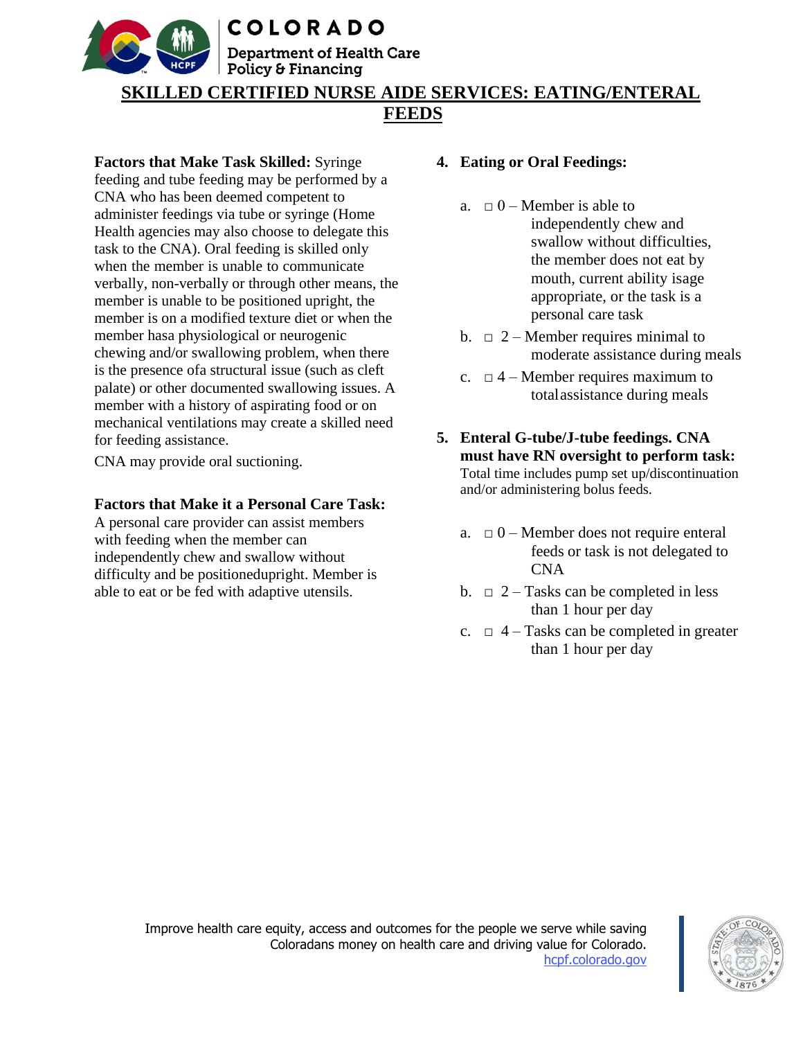# SKILLED CERTIFIED NURSE AIDE SERVICES: EATING/ENTERAL FEEDS

**Factors that Make Task Skilled:** Syringe feeding and tube feeding may be performed by a CNA who has been deemed competent to administer feedings via tube or syringe (Home Health agencies may also choose to delegate this task to the CNA). Oral feeding is skilled only when the member is unable to communicate verbally, non-verbally or through other means, the member is unable to be positioned upright, the member is on a modified texture diet or when the member hasa physiological or neurogenic chewing and/or swallowing problem, when there is the presence ofa structural issue (such as cleft palate) or other documented swallowing issues. A member with a history of aspirating food or on mechanical ventilations may create a skilled need for feeding assistance.

CNA may provide oral suctioning.

**Factors that Make it a Personal Care Task:** A personal care provider can assist members with feeding when the member can independently chew and swallow without difficulty and be positionedupright. Member is able to eat or be fed with adaptive utensils.

4. **Eating or Oral Feedings:**

   a. □ 0 – Member is able to independently chew and swallow without difficulties, the member does not eat by mouth, current ability isage appropriate, or the task is a personal care task

   b. □ 2 – Member requires minimal to moderate assistance during meals

   c. □ 4 – Member requires maximum to total assistance during meals

5. **Enteral G-tube/J-tube feedings. CNA must have RN oversight to perform task:** Total time includes pump set up/discontinuation and/or administering bolus feeds.

   a. □ 0 – Member does not require enteral feeds or task is not delegated to CNA

   b. □ 2 – Tasks can be completed in less than 1 hour per day

   c. □ 4 – Tasks can be completed in greater than 1 hour per day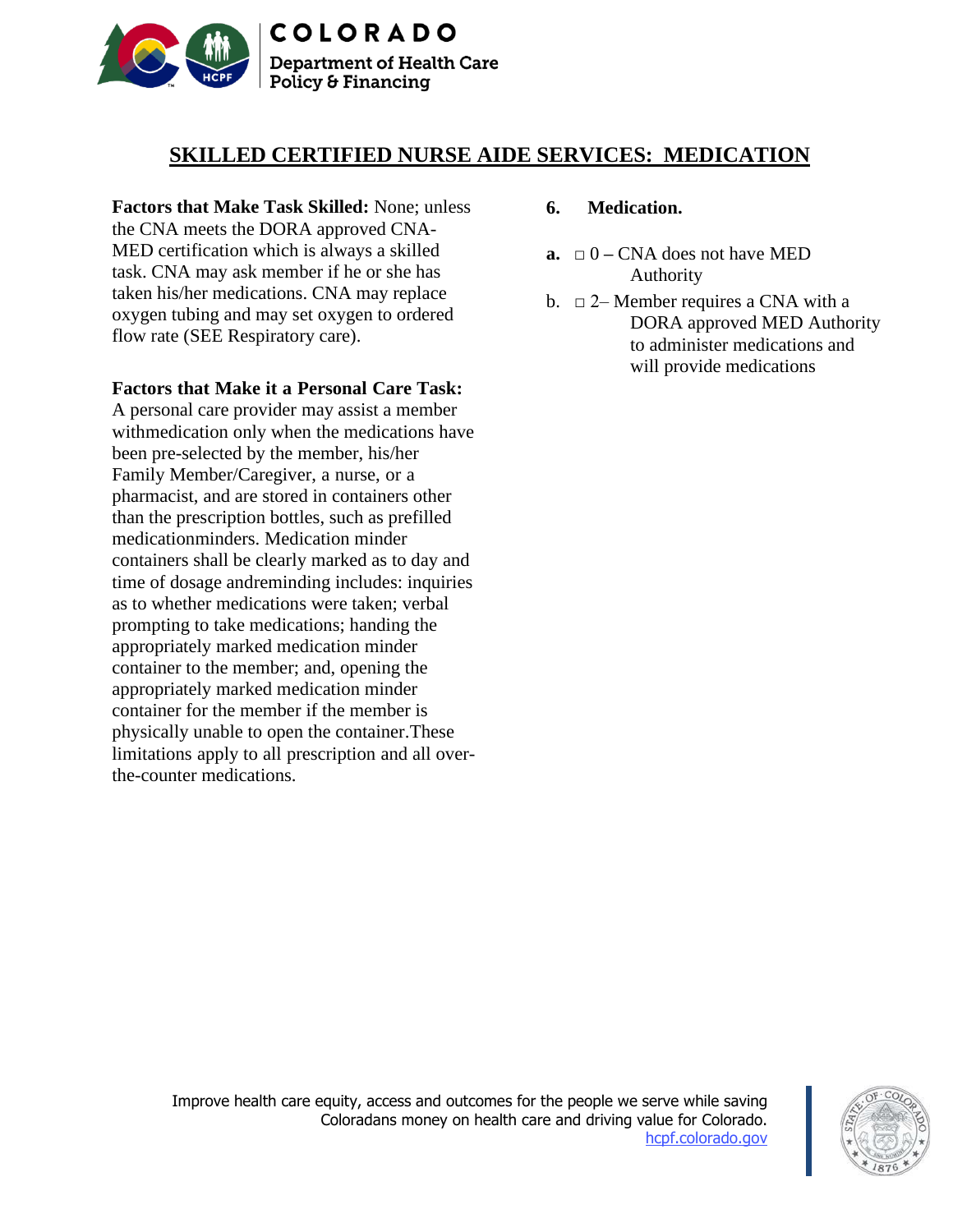## SKILLED CERTIFIED NURSE AIDE SERVICES: MEDICATION

**Factors that Make Task Skilled:** None; unless the CNA meets the DORA approved CNA-MED certification which is always a skilled task. CNA may ask member if he or she has taken his/her medications. CNA may replace oxygen tubing and may set oxygen to ordered flow rate (SEE Respiratory care).

**Factors that Make it a Personal Care Task:** A personal care provider may assist a member withmedication only when the medications have been pre-selected by the member, his/her Family Member/Caregiver, a nurse, or a pharmacist, and are stored in containers other than the prescription bottles, such as prefilled medicationminders. Medication minder containers shall be clearly marked as to day and time of dosage andreminding includes: inquiries as to whether medications were taken; verbal prompting to take medications; handing the appropriately marked medication minder container to the member; and, opening the appropriately marked medication minder container for the member if the member is physically unable to open the container.These limitations apply to all prescription and all over-the-counter medications.

**6. Medication.**

**a.** □ 0 – CNA does not have MED Authority

b. □ 2– Member requires a CNA with a DORA approved MED Authority to administer medications and will provide medications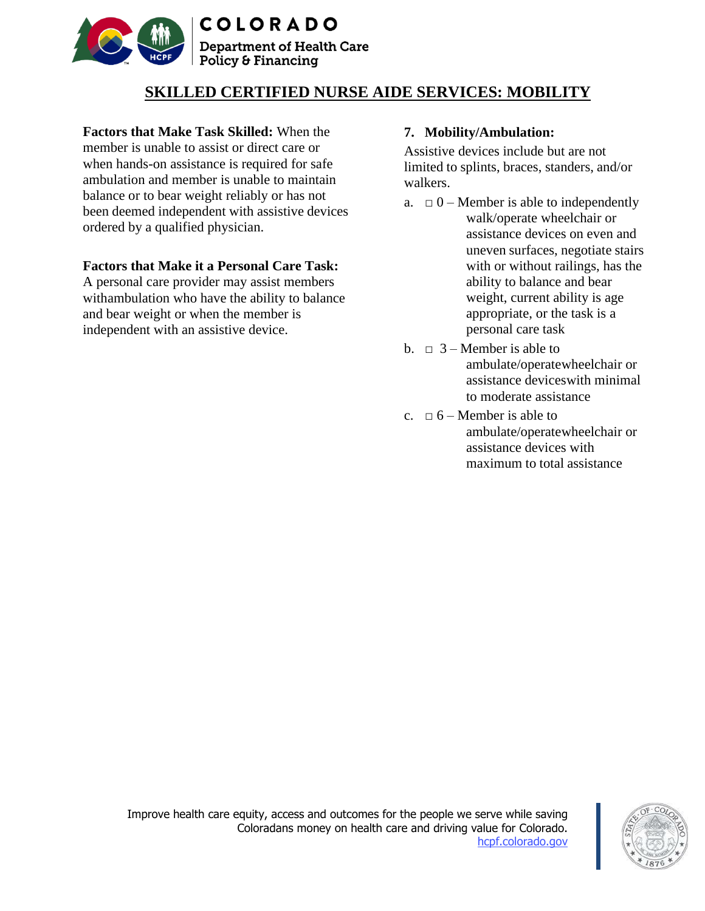## SKILLED CERTIFIED NURSE AIDE SERVICES: MOBILITY

**Factors that Make Task Skilled:** When the member is unable to assist or direct care or when hands-on assistance is required for safe ambulation and member is unable to maintain balance or to bear weight reliably or has not been deemed independent with assistive devices ordered by a qualified physician.

**Factors that Make it a Personal Care Task:** A personal care provider may assist members withambulation who have the ability to balance and bear weight or when the member is independent with an assistive device.

**7. Mobility/Ambulation:**

Assistive devices include but are not limited to splints, braces, standers, and/or walkers.

a. □ 0 – Member is able to independently walk/operate wheelchair or assistance devices on even and uneven surfaces, negotiate stairs with or without railings, has the ability to balance and bear weight, current ability is age appropriate, or the task is a personal care task

b. □ 3 – Member is able to ambulate/operatewheelchair or assistance deviceswith minimal to moderate assistance

c. □ 6 – Member is able to ambulate/operatewheelchair or assistance devices with maximum to total assistance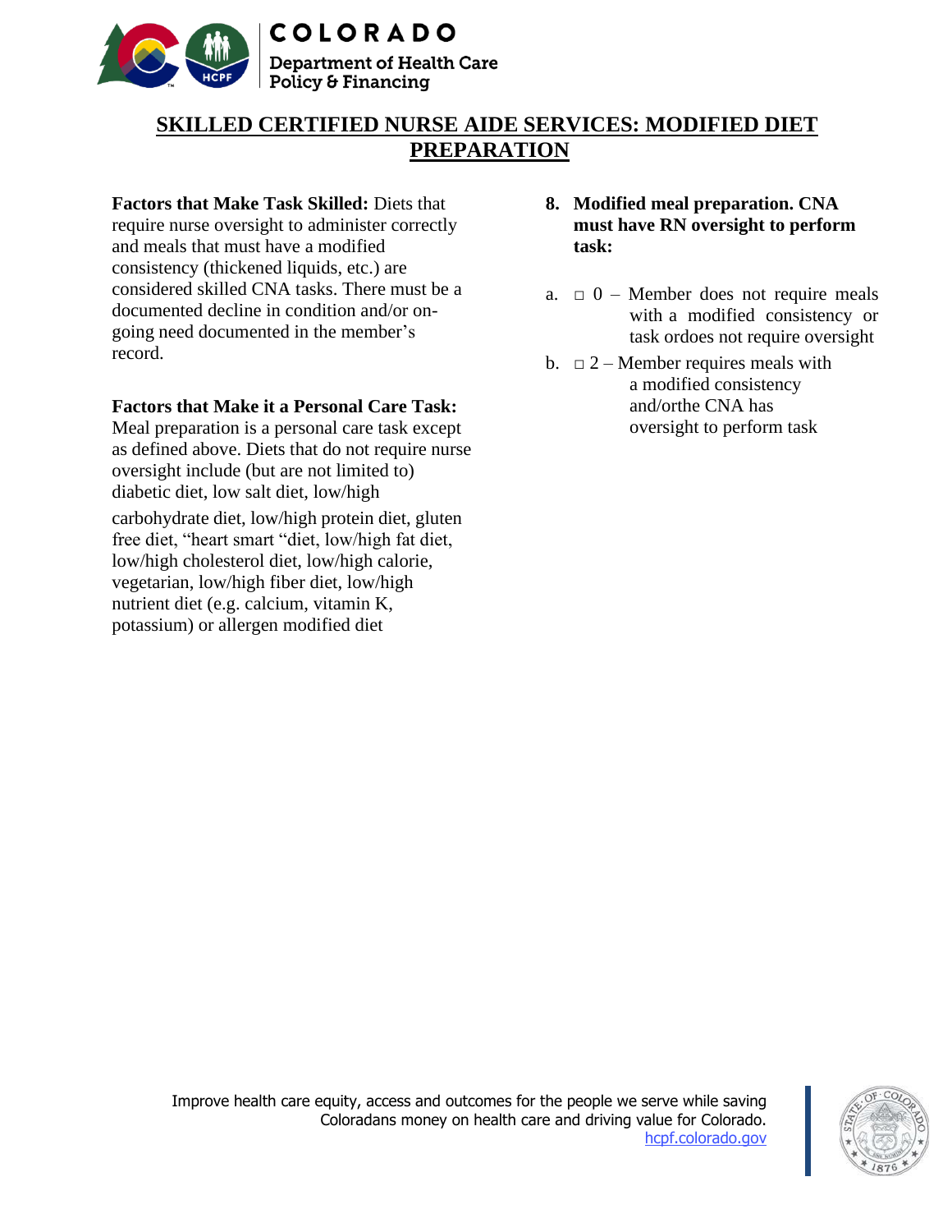## SKILLED CERTIFIED NURSE AIDE SERVICES: MODIFIED DIET PREPARATION

**Factors that Make Task Skilled:** Diets that require nurse oversight to administer correctly and meals that must have a modified consistency (thickened liquids, etc.) are considered skilled CNA tasks. There must be a documented decline in condition and/or on-going need documented in the member's record.

**Factors that Make it a Personal Care Task:** Meal preparation is a personal care task except as defined above. Diets that do not require nurse oversight include (but are not limited to) diabetic diet, low salt diet, low/high carbohydrate diet, low/high protein diet, gluten free diet, "heart smart "diet, low/high fat diet, low/high cholesterol diet, low/high calorie, vegetarian, low/high fiber diet, low/high nutrient diet (e.g. calcium, vitamin K, potassium) or allergen modified diet

**8. Modified meal preparation. CNA must have RN oversight to perform task:**

a. □ 0 – Member does not require meals with a modified consistency or task ordoes not require oversight

b. □ 2 – Member requires meals with a modified consistency and/orthe CNA has oversight to perform task

Improve health care equity, access and outcomes for the people we serve while saving Coloradans money on health care and driving value for Colorado.
hcpf.colorado.gov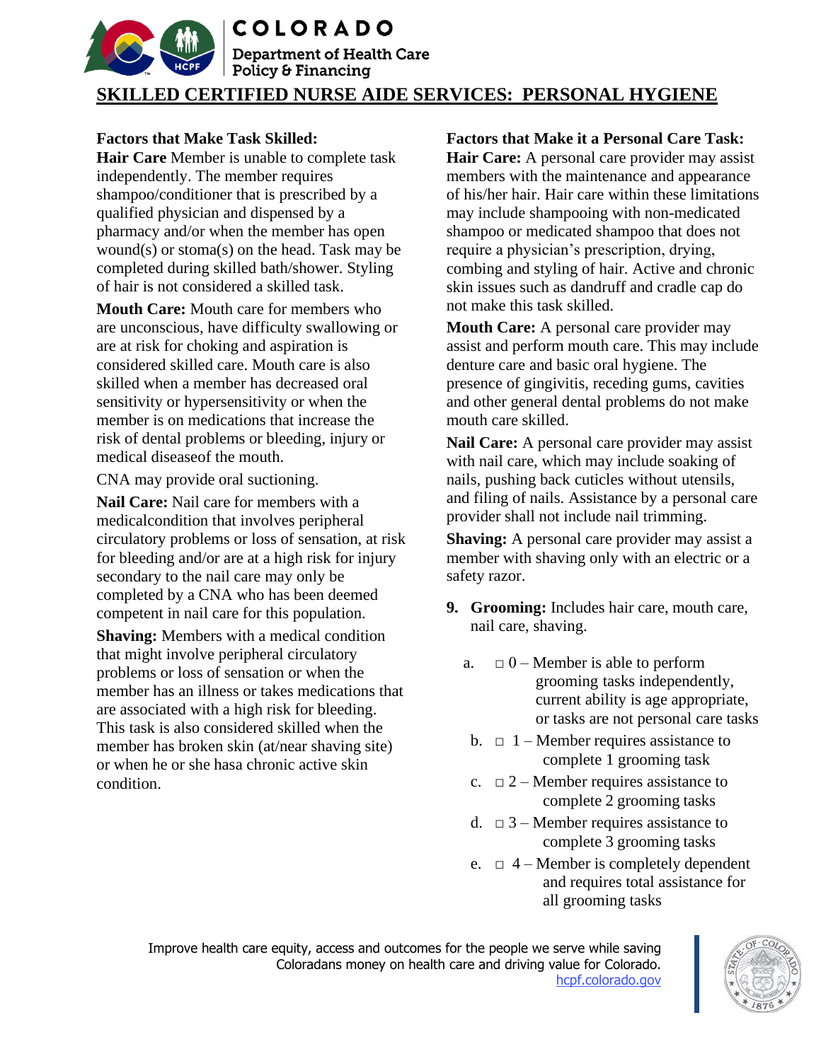## SKILLED CERTIFIED NURSE AIDE SERVICES: PERSONAL HYGIENE

**Factors that Make Task Skilled:**

**Hair Care** Member is unable to complete task independently. The member requires shampoo/conditioner that is prescribed by a qualified physician and dispensed by a pharmacy and/or when the member has open wound(s) or stoma(s) on the head. Task may be completed during skilled bath/shower. Styling of hair is not considered a skilled task.

**Mouth Care:** Mouth care for members who are unconscious, have difficulty swallowing or are at risk for choking and aspiration is considered skilled care. Mouth care is also skilled when a member has decreased oral sensitivity or hypersensitivity or when the member is on medications that increase the risk of dental problems or bleeding, injury or medical diseaseof the mouth.

CNA may provide oral suctioning.

**Nail Care:** Nail care for members with a medicalcondition that involves peripheral circulatory problems or loss of sensation, at risk for bleeding and/or are at a high risk for injury secondary to the nail care may only be completed by a CNA who has been deemed competent in nail care for this population.

**Shaving:** Members with a medical condition that might involve peripheral circulatory problems or loss of sensation or when the member has an illness or takes medications that are associated with a high risk for bleeding. This task is also considered skilled when the member has broken skin (at/near shaving site) or when he or she hasa chronic active skin condition.

**Factors that Make it a Personal Care Task:**

**Hair Care:** A personal care provider may assist members with the maintenance and appearance of his/her hair. Hair care within these limitations may include shampooing with non-medicated shampoo or medicated shampoo that does not require a physician's prescription, drying, combing and styling of hair. Active and chronic skin issues such as dandruff and cradle cap do not make this task skilled.

**Mouth Care:** A personal care provider may assist and perform mouth care. This may include denture care and basic oral hygiene. The presence of gingivitis, receding gums, cavities and other general dental problems do not make mouth care skilled.

**Nail Care:** A personal care provider may assist with nail care, which may include soaking of nails, pushing back cuticles without utensils, and filing of nails. Assistance by a personal care provider shall not include nail trimming.

**Shaving:** A personal care provider may assist a member with shaving only with an electric or a safety razor.

**9. Grooming:** Includes hair care, mouth care, nail care, shaving.

a. □ 0 – Member is able to perform grooming tasks independently, current ability is age appropriate, or tasks are not personal care tasks

b. □ 1 – Member requires assistance to complete 1 grooming task

c. □ 2 – Member requires assistance to complete 2 grooming tasks

d. □ 3 – Member requires assistance to complete 3 grooming tasks

e. □ 4 – Member is completely dependent and requires total assistance for all grooming tasks

Improve health care equity, access and outcomes for the people we serve while saving Coloradans money on health care and driving value for Colorado.
hcpf.colorado.gov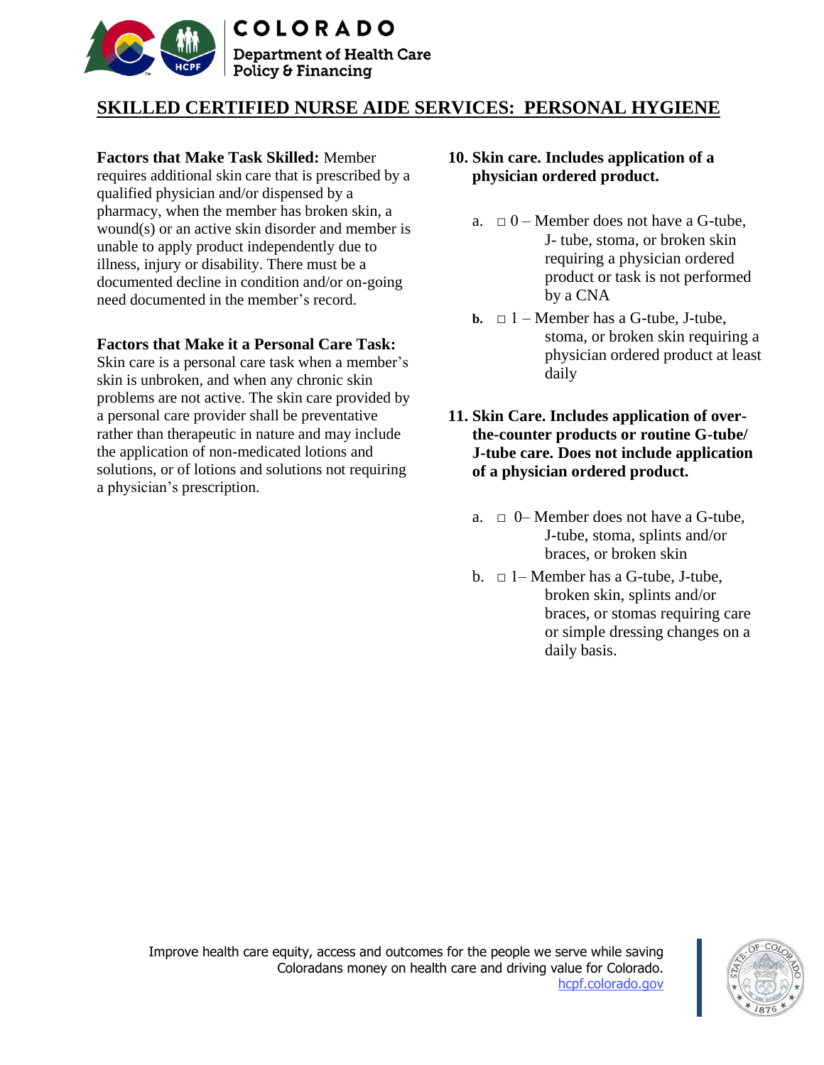## SKILLED CERTIFIED NURSE AIDE SERVICES: PERSONAL HYGIENE

**Factors that Make Task Skilled:** Member requires additional skin care that is prescribed by a qualified physician and/or dispensed by a pharmacy, when the member has broken skin, a wound(s) or an active skin disorder and member is unable to apply product independently due to illness, injury or disability. There must be a documented decline in condition and/or on-going need documented in the member's record.

**Factors that Make it a Personal Care Task:** Skin care is a personal care task when a member's skin is unbroken, and when any chronic skin problems are not active. The skin care provided by a personal care provider shall be preventative rather than therapeutic in nature and may include the application of non-medicated lotions and solutions, or of lotions and solutions not requiring a physician's prescription.

**10. Skin care. Includes application of a physician ordered product.**

a. □ 0 – Member does not have a G-tube, J- tube, stoma, or broken skin requiring a physician ordered product or task is not performed by a CNA

**b.** □ 1 – Member has a G-tube, J-tube, stoma, or broken skin requiring a physician ordered product at least daily

**11. Skin Care. Includes application of over-the-counter products or routine G-tube/ J-tube care. Does not include application of a physician ordered product.**

a. □ 0– Member does not have a G-tube, J-tube, stoma, splints and/or braces, or broken skin

b. □ 1– Member has a G-tube, J-tube, broken skin, splints and/or braces, or stomas requiring care or simple dressing changes on a daily basis.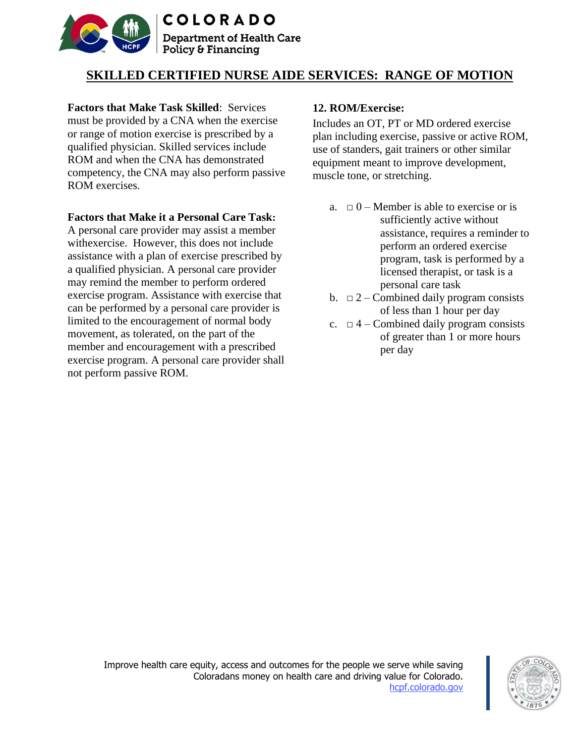## SKILLED CERTIFIED NURSE AIDE SERVICES: RANGE OF MOTION

**Factors that Make Task Skilled**: Services must be provided by a CNA when the exercise or range of motion exercise is prescribed by a qualified physician. Skilled services include ROM and when the CNA has demonstrated competency, the CNA may also perform passive ROM exercises.

**Factors that Make it a Personal Care Task:** A personal care provider may assist a member withexercise. However, this does not include assistance with a plan of exercise prescribed by a qualified physician. A personal care provider may remind the member to perform ordered exercise program. Assistance with exercise that can be performed by a personal care provider is limited to the encouragement of normal body movement, as tolerated, on the part of the member and encouragement with a prescribed exercise program. A personal care provider shall not perform passive ROM.

**12. ROM/Exercise:**

Includes an OT, PT or MD ordered exercise plan including exercise, passive or active ROM, use of standers, gait trainers or other similar equipment meant to improve development, muscle tone, or stretching.

a. □ 0 – Member is able to exercise or is sufficiently active without assistance, requires a reminder to perform an ordered exercise program, task is performed by a licensed therapist, or task is a personal care task
b. □ 2 – Combined daily program consists of less than 1 hour per day
c. □ 4 – Combined daily program consists of greater than 1 or more hours per day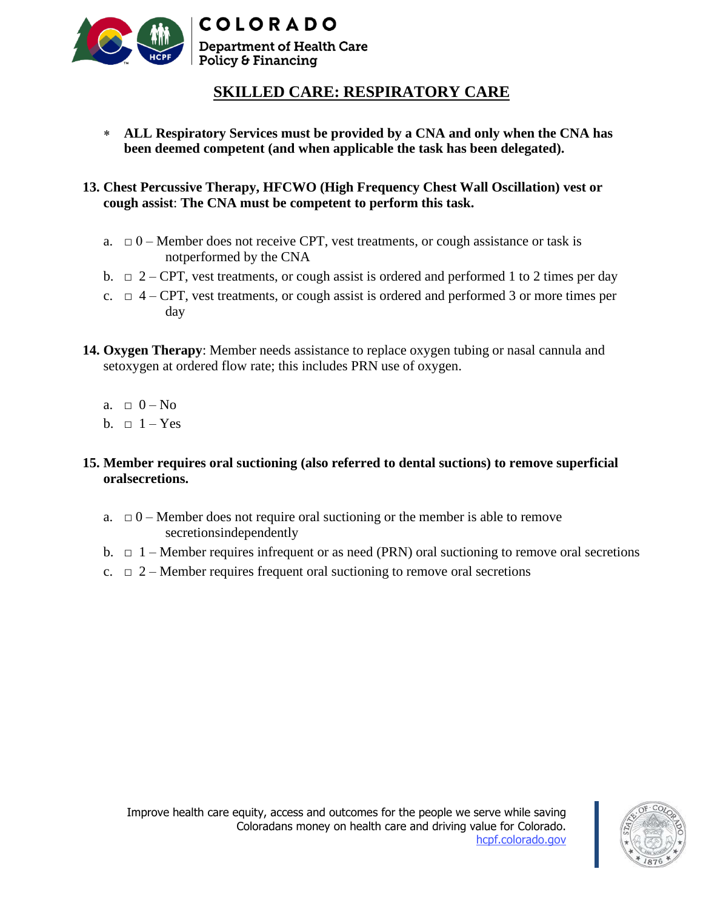# SKILLED CARE: RESPIRATORY CARE

- **ALL Respiratory Services must be provided by a CNA and only when the CNA has been deemed competent (and when applicable the task has been delegated).**

**13. Chest Percussive Therapy, HFCWO (High Frequency Chest Wall Oscillation) vest or cough assist**: **The CNA must be competent to perform this task.**

a. □ 0 – Member does not receive CPT, vest treatments, or cough assistance or task is notperformed by the CNA

b. □ 2 – CPT, vest treatments, or cough assist is ordered and performed 1 to 2 times per day

c. □ 4 – CPT, vest treatments, or cough assist is ordered and performed 3 or more times per day

**14. Oxygen Therapy**: Member needs assistance to replace oxygen tubing or nasal cannula and setoxygen at ordered flow rate; this includes PRN use of oxygen.

a. □ 0 – No

b. □ 1 – Yes

**15. Member requires oral suctioning (also referred to dental suctions) to remove superficial oralsecretions.**

a. □ 0 – Member does not require oral suctioning or the member is able to remove secretionsindependently

b. □ 1 – Member requires infrequent or as need (PRN) oral suctioning to remove oral secretions

c. □ 2 – Member requires frequent oral suctioning to remove oral secretions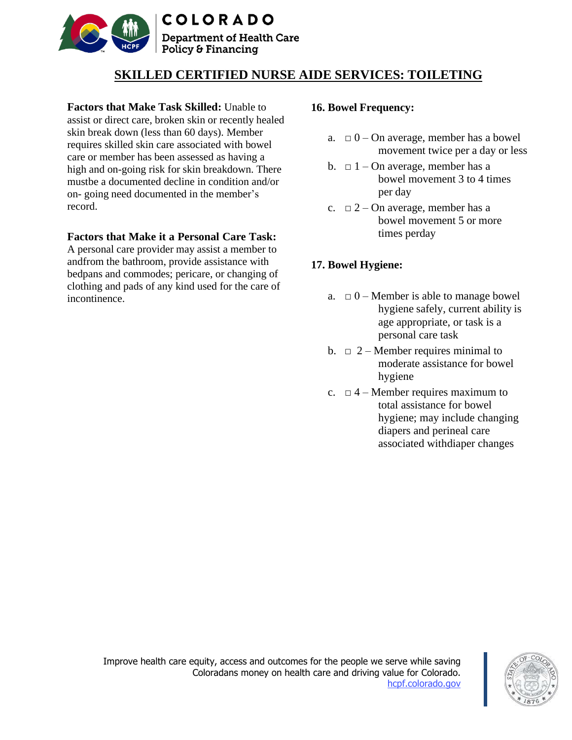# SKILLED CERTIFIED NURSE AIDE SERVICES: TOILETING

**Factors that Make Task Skilled:** Unable to assist or direct care, broken skin or recently healed skin break down (less than 60 days). Member requires skilled skin care associated with bowel care or member has been assessed as having a high and on-going risk for skin breakdown. There mustbe a documented decline in condition and/or on- going need documented in the member's record.

**Factors that Make it a Personal Care Task:** A personal care provider may assist a member to andfrom the bathroom, provide assistance with bedpans and commodes; pericare, or changing of clothing and pads of any kind used for the care of incontinence.

**16. Bowel Frequency:**

a. □ 0 – On average, member has a bowel movement twice per a day or less
b. □ 1 – On average, member has a bowel movement 3 to 4 times per day
c. □ 2 – On average, member has a bowel movement 5 or more times perday

**17. Bowel Hygiene:**

a. □ 0 – Member is able to manage bowel hygiene safely, current ability is age appropriate, or task is a personal care task
b. □ 2 – Member requires minimal to moderate assistance for bowel hygiene
c. □ 4 – Member requires maximum to total assistance for bowel hygiene; may include changing diapers and perineal care associated withdiaper changes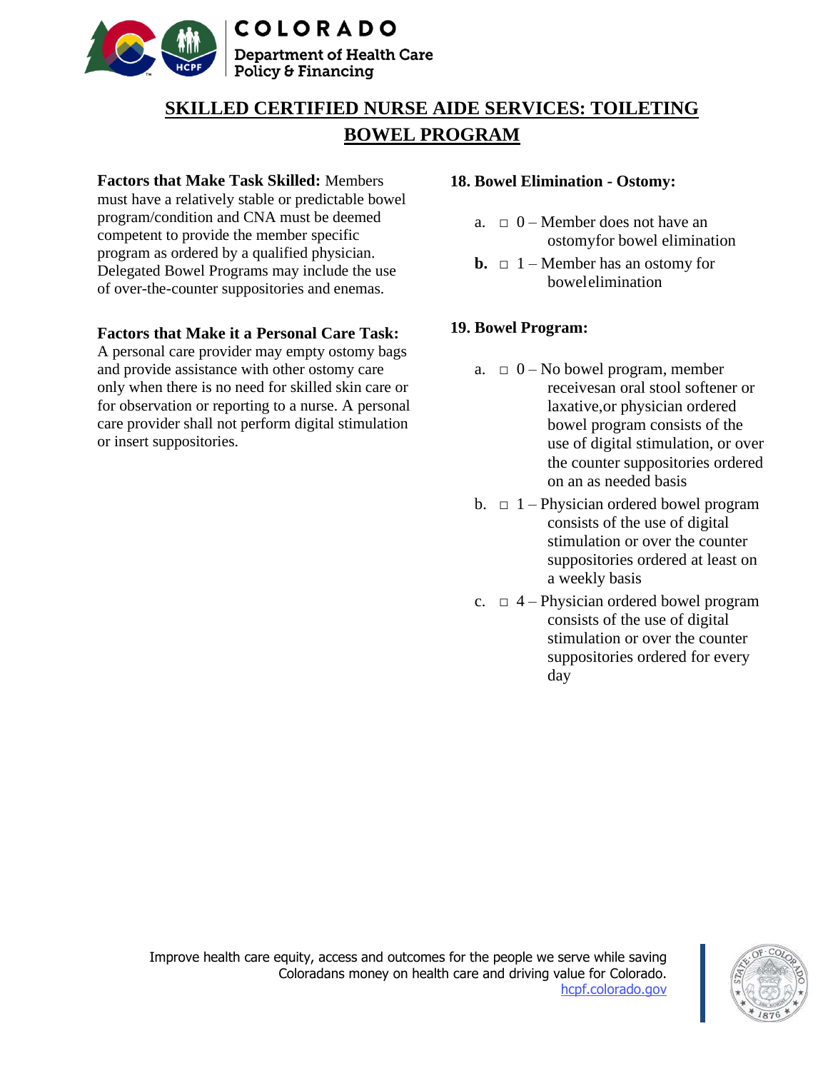# SKILLED CERTIFIED NURSE AIDE SERVICES: TOILETING BOWEL PROGRAM

**Factors that Make Task Skilled:** Members must have a relatively stable or predictable bowel program/condition and CNA must be deemed competent to provide the member specific program as ordered by a qualified physician. Delegated Bowel Programs may include the use of over-the-counter suppositories and enemas.

**Factors that Make it a Personal Care Task:** A personal care provider may empty ostomy bags and provide assistance with other ostomy care only when there is no need for skilled skin care or for observation or reporting to a nurse. A personal care provider shall not perform digital stimulation or insert suppositories.

**18. Bowel Elimination - Ostomy:**

a. □ 0 – Member does not have an ostomyfor bowel elimination

**b.** □ 1 – Member has an ostomy for bowelelimination

**19. Bowel Program:**

a. □ 0 – No bowel program, member receivesan oral stool softener or laxative,or physician ordered bowel program consists of the use of digital stimulation, or over the counter suppositories ordered on an as needed basis

b. □ 1 – Physician ordered bowel program consists of the use of digital stimulation or over the counter suppositories ordered at least on a weekly basis

c. □ 4 – Physician ordered bowel program consists of the use of digital stimulation or over the counter suppositories ordered for every day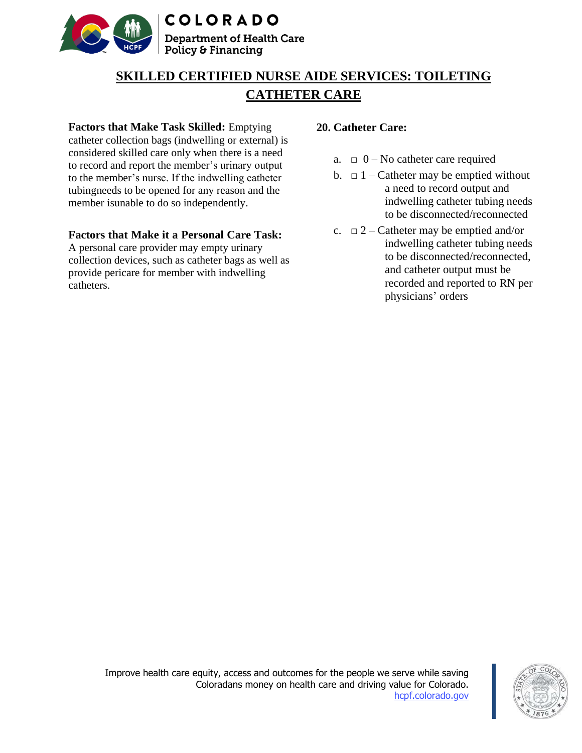# SKILLED CERTIFIED NURSE AIDE SERVICES: TOILETING CATHETER CARE

**Factors that Make Task Skilled:** Emptying catheter collection bags (indwelling or external) is considered skilled care only when there is a need to record and report the member's urinary output to the member's nurse. If the indwelling catheter tubingneeds to be opened for any reason and the member isunable to do so independently.

**Factors that Make it a Personal Care Task:** A personal care provider may empty urinary collection devices, such as catheter bags as well as provide pericare for member with indwelling catheters.

**20. Catheter Care:**

a. □ 0 – No catheter care required

b. □ 1 – Catheter may be emptied without a need to record output and indwelling catheter tubing needs to be disconnected/reconnected

c. □ 2 – Catheter may be emptied and/or indwelling catheter tubing needs to be disconnected/reconnected, and catheter output must be recorded and reported to RN per physicians' orders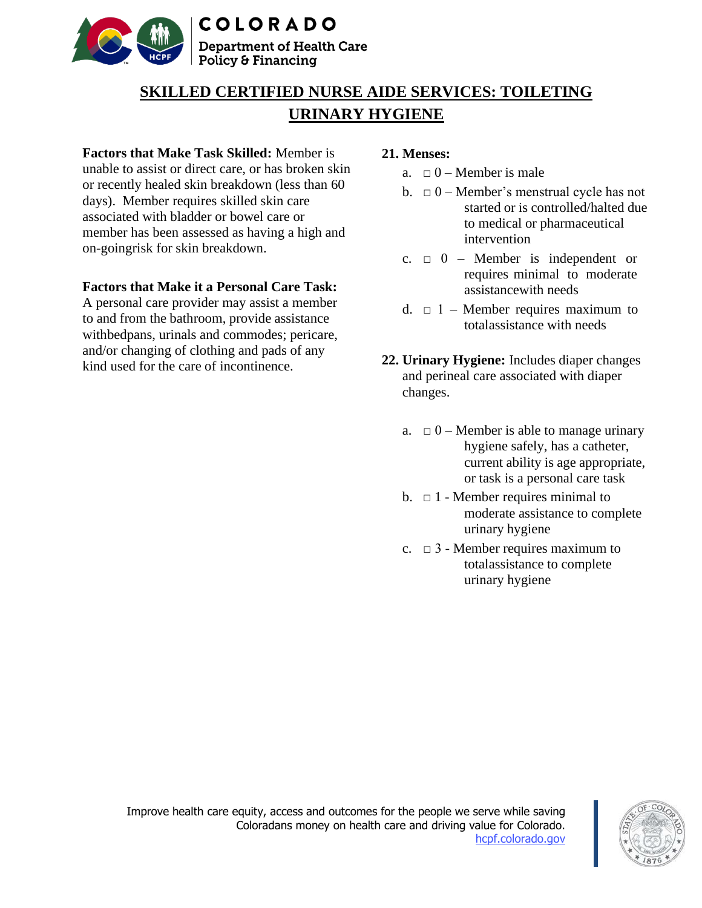## SKILLED CERTIFIED NURSE AIDE SERVICES: TOILETING URINARY HYGIENE

**Factors that Make Task Skilled:** Member is unable to assist or direct care, or has broken skin or recently healed skin breakdown (less than 60 days). Member requires skilled skin care associated with bladder or bowel care or member has been assessed as having a high and on-goingrisk for skin breakdown.

**Factors that Make it a Personal Care Task:** A personal care provider may assist a member to and from the bathroom, provide assistance withbedpans, urinals and commodes; pericare, and/or changing of clothing and pads of any kind used for the care of incontinence.

**21. Menses:**

a. □ 0 – Member is male

b. □ 0 – Member's menstrual cycle has not started or is controlled/halted due to medical or pharmaceutical intervention

c. □ 0 – Member is independent or requires minimal to moderate assistancewith needs

d. □ 1 – Member requires maximum to totalassistance with needs

**22. Urinary Hygiene:** Includes diaper changes and perineal care associated with diaper changes.

a. □ 0 – Member is able to manage urinary hygiene safely, has a catheter, current ability is age appropriate, or task is a personal care task

b. □ 1 - Member requires minimal to moderate assistance to complete urinary hygiene

c. □ 3 - Member requires maximum to totalassistance to complete urinary hygiene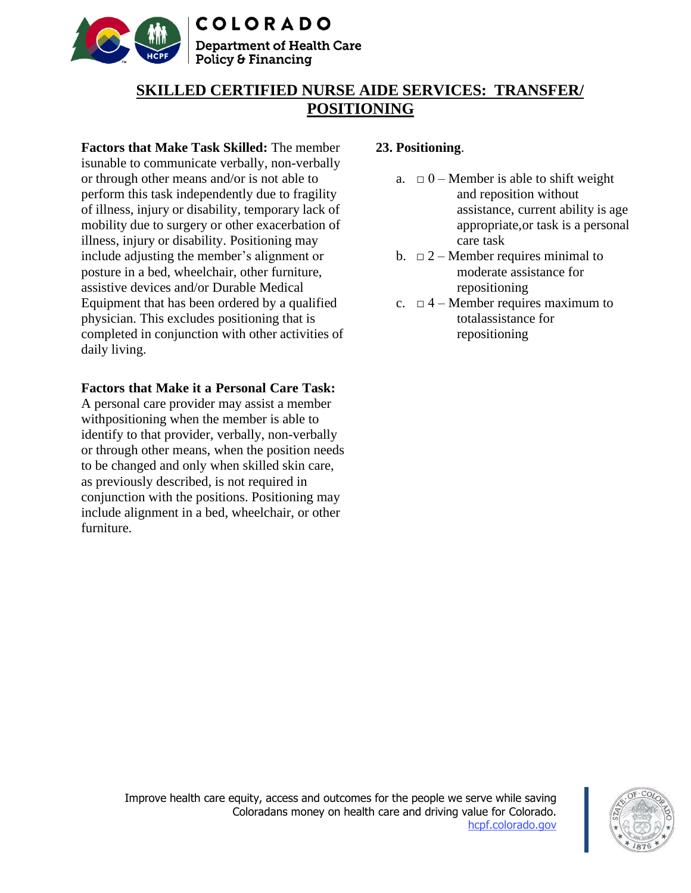# SKILLED CERTIFIED NURSE AIDE SERVICES: TRANSFER/ POSITIONING

**Factors that Make Task Skilled:** The member isunable to communicate verbally, non-verbally or through other means and/or is not able to perform this task independently due to fragility of illness, injury or disability, temporary lack of mobility due to surgery or other exacerbation of illness, injury or disability. Positioning may include adjusting the member's alignment or posture in a bed, wheelchair, other furniture, assistive devices and/or Durable Medical Equipment that has been ordered by a qualified physician. This excludes positioning that is completed in conjunction with other activities of daily living.

**Factors that Make it a Personal Care Task:** A personal care provider may assist a member withpositioning when the member is able to identify to that provider, verbally, non-verbally or through other means, when the position needs to be changed and only when skilled skin care, as previously described, is not required in conjunction with the positions. Positioning may include alignment in a bed, wheelchair, or other furniture.

**23. Positioning**.

a. □ 0 – Member is able to shift weight and reposition without assistance, current ability is age appropriate,or task is a personal care task
b. □ 2 – Member requires minimal to moderate assistance for repositioning
c. □ 4 – Member requires maximum to totalassistance for repositioning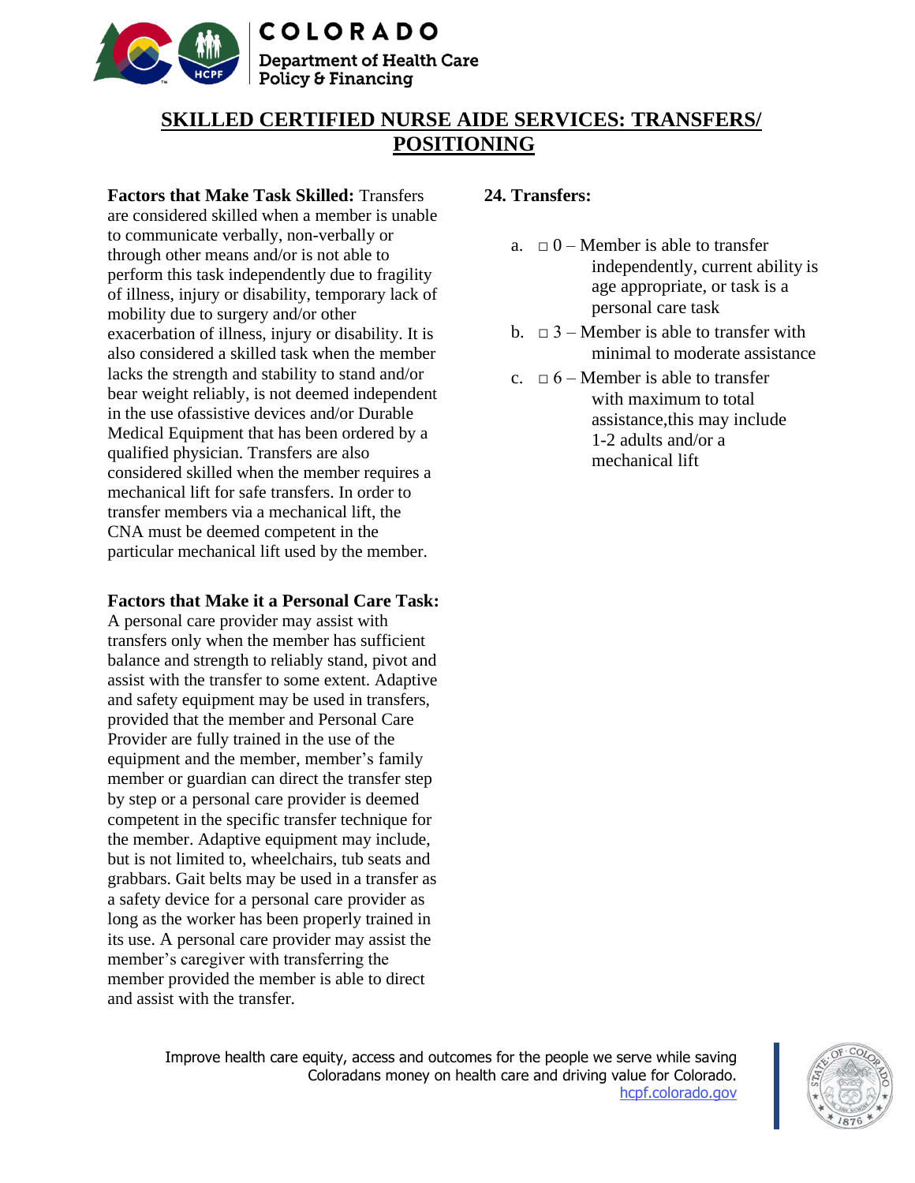# SKILLED CERTIFIED NURSE AIDE SERVICES: TRANSFERS/ POSITIONING

**Factors that Make Task Skilled:** Transfers are considered skilled when a member is unable to communicate verbally, non-verbally or through other means and/or is not able to perform this task independently due to fragility of illness, injury or disability, temporary lack of mobility due to surgery and/or other exacerbation of illness, injury or disability. It is also considered a skilled task when the member lacks the strength and stability to stand and/or bear weight reliably, is not deemed independent in the use ofassistive devices and/or Durable Medical Equipment that has been ordered by a qualified physician. Transfers are also considered skilled when the member requires a mechanical lift for safe transfers. In order to transfer members via a mechanical lift, the CNA must be deemed competent in the particular mechanical lift used by the member.

**Factors that Make it a Personal Care Task:** A personal care provider may assist with transfers only when the member has sufficient balance and strength to reliably stand, pivot and assist with the transfer to some extent. Adaptive and safety equipment may be used in transfers, provided that the member and Personal Care Provider are fully trained in the use of the equipment and the member, member's family member or guardian can direct the transfer step by step or a personal care provider is deemed competent in the specific transfer technique for the member. Adaptive equipment may include, but is not limited to, wheelchairs, tub seats and grabbars. Gait belts may be used in a transfer as a safety device for a personal care provider as long as the worker has been properly trained in its use. A personal care provider may assist the member's caregiver with transferring the member provided the member is able to direct and assist with the transfer.

**24. Transfers:**

a. ☐ 0 – Member is able to transfer independently, current ability is age appropriate, or task is a personal care task

b. ☐ 3 – Member is able to transfer with minimal to moderate assistance

c. ☐ 6 – Member is able to transfer with maximum to total assistance,this may include 1-2 adults and/or a mechanical lift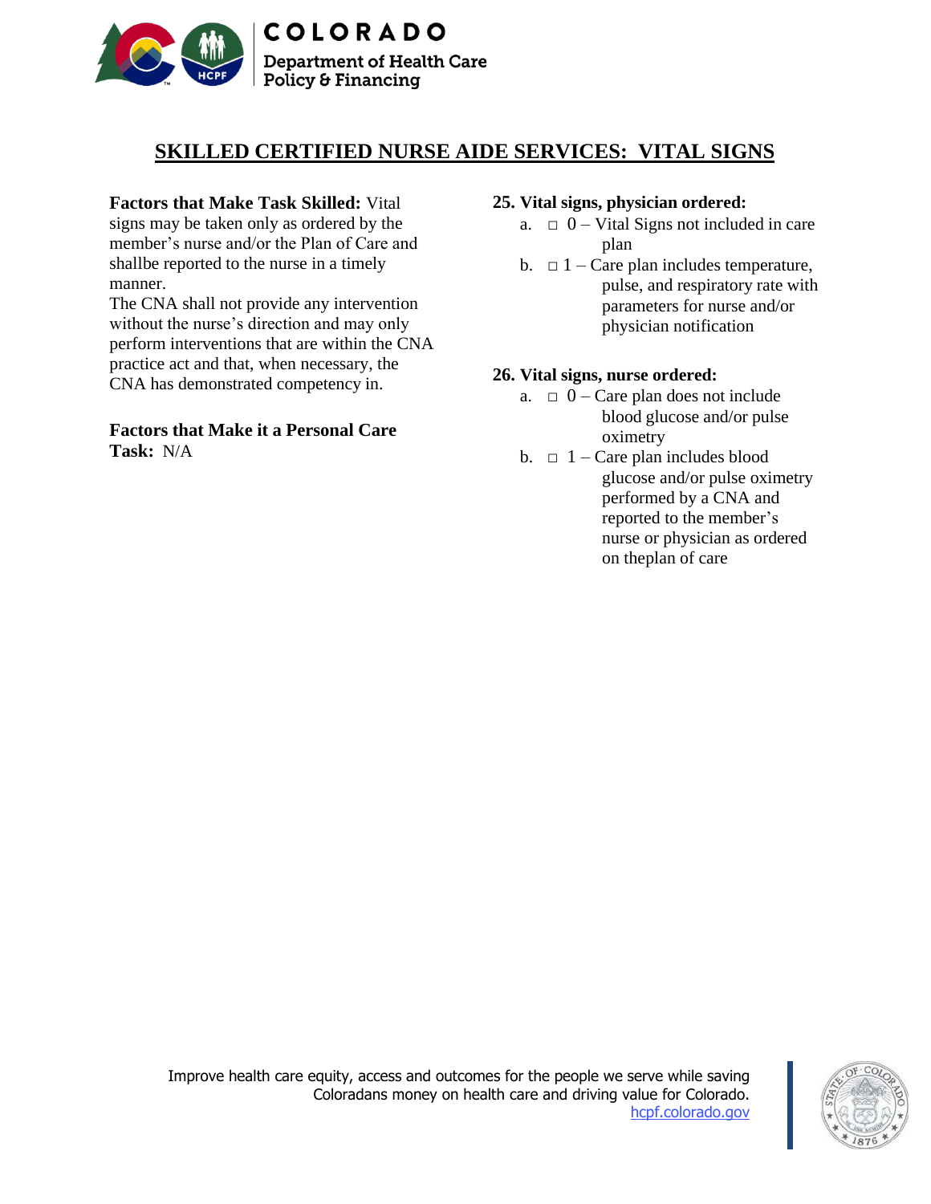## SKILLED CERTIFIED NURSE AIDE SERVICES: VITAL SIGNS

**Factors that Make Task Skilled:** Vital signs may be taken only as ordered by the member's nurse and/or the Plan of Care and shallbe reported to the nurse in a timely manner.
The CNA shall not provide any intervention without the nurse's direction and may only perform interventions that are within the CNA practice act and that, when necessary, the CNA has demonstrated competency in.

**Factors that Make it a Personal Care Task:** N/A

**25. Vital signs, physician ordered:**

a. □ 0 – Vital Signs not included in care plan
b. □ 1 – Care plan includes temperature, pulse, and respiratory rate with parameters for nurse and/or physician notification

**26. Vital signs, nurse ordered:**

a. □ 0 – Care plan does not include blood glucose and/or pulse oximetry
b. □ 1 – Care plan includes blood glucose and/or pulse oximetry performed by a CNA and reported to the member's nurse or physician as ordered on theplan of care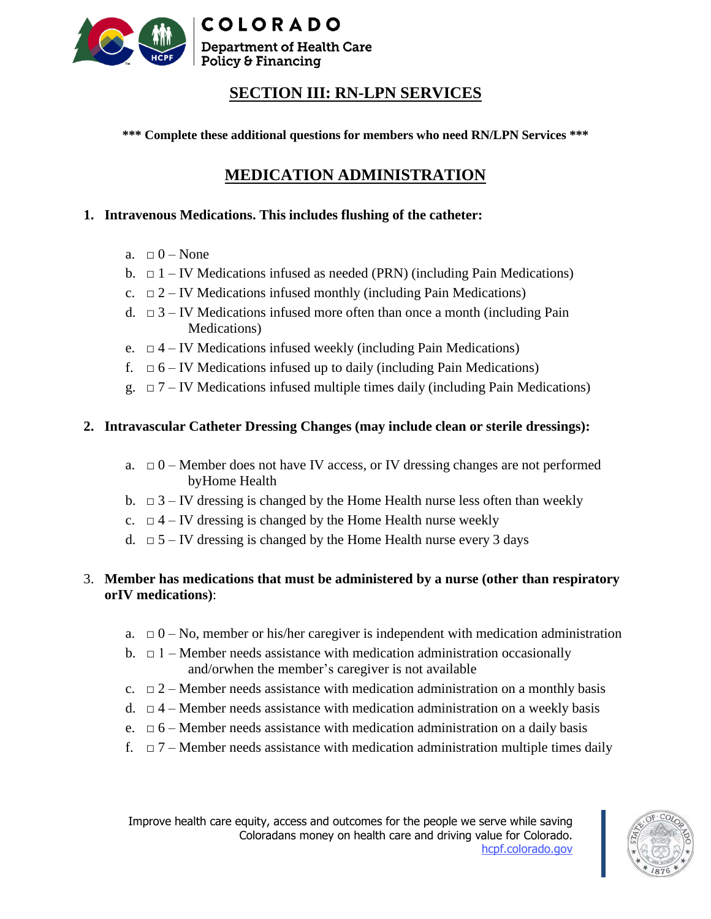## SECTION III: RN-LPN SERVICES

**\*\*\* Complete these additional questions for members who need RN/LPN Services \*\*\***

## MEDICATION ADMINISTRATION

1. **Intravenous Medications. This includes flushing of the catheter:**

   a. □ 0 – None
   b. □ 1 – IV Medications infused as needed (PRN) (including Pain Medications)
   c. □ 2 – IV Medications infused monthly (including Pain Medications)
   d. □ 3 – IV Medications infused more often than once a month (including Pain Medications)
   e. □ 4 – IV Medications infused weekly (including Pain Medications)
   f. □ 6 – IV Medications infused up to daily (including Pain Medications)
   g. □ 7 – IV Medications infused multiple times daily (including Pain Medications)

2. **Intravascular Catheter Dressing Changes (may include clean or sterile dressings):**

   a. □ 0 – Member does not have IV access, or IV dressing changes are not performed byHome Health
   b. □ 3 – IV dressing is changed by the Home Health nurse less often than weekly
   c. □ 4 – IV dressing is changed by the Home Health nurse weekly
   d. □ 5 – IV dressing is changed by the Home Health nurse every 3 days

3. **Member has medications that must be administered by a nurse (other than respiratory orIV medications)**:

   a. □ 0 – No, member or his/her caregiver is independent with medication administration
   b. □ 1 – Member needs assistance with medication administration occasionally and/orwhen the member's caregiver is not available
   c. □ 2 – Member needs assistance with medication administration on a monthly basis
   d. □ 4 – Member needs assistance with medication administration on a weekly basis
   e. □ 6 – Member needs assistance with medication administration on a daily basis
   f. □ 7 – Member needs assistance with medication administration multiple times daily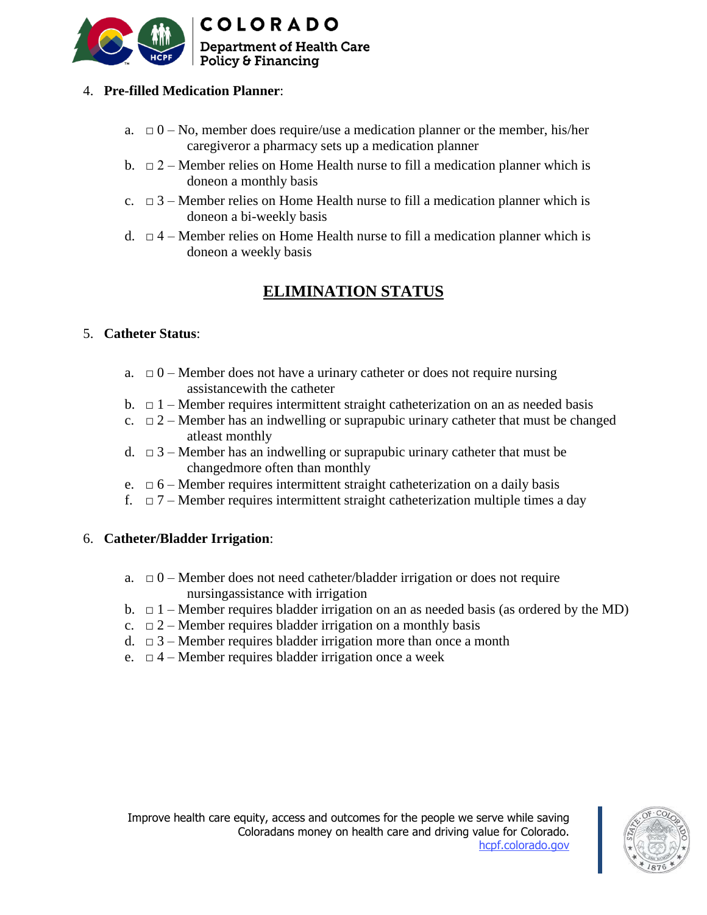4. **Pre-filled Medication Planner**:

   a. □ 0 – No, member does require/use a medication planner or the member, his/her caregiveror a pharmacy sets up a medication planner
   b. □ 2 – Member relies on Home Health nurse to fill a medication planner which is doneon a monthly basis
   c. □ 3 – Member relies on Home Health nurse to fill a medication planner which is doneon a bi-weekly basis
   d. □ 4 – Member relies on Home Health nurse to fill a medication planner which is doneon a weekly basis

## ELIMINATION STATUS

5. **Catheter Status**:

   a. □ 0 – Member does not have a urinary catheter or does not require nursing assistancewith the catheter
   b. □ 1 – Member requires intermittent straight catheterization on an as needed basis
   c. □ 2 – Member has an indwelling or suprapubic urinary catheter that must be changed atleast monthly
   d. □ 3 – Member has an indwelling or suprapubic urinary catheter that must be changedmore often than monthly
   e. □ 6 – Member requires intermittent straight catheterization on a daily basis
   f. □ 7 – Member requires intermittent straight catheterization multiple times a day

6. **Catheter/Bladder Irrigation**:

   a. □ 0 – Member does not need catheter/bladder irrigation or does not require nursingassistance with irrigation
   b. □ 1 – Member requires bladder irrigation on an as needed basis (as ordered by the MD)
   c. □ 2 – Member requires bladder irrigation on a monthly basis
   d. □ 3 – Member requires bladder irrigation more than once a month
   e. □ 4 – Member requires bladder irrigation once a week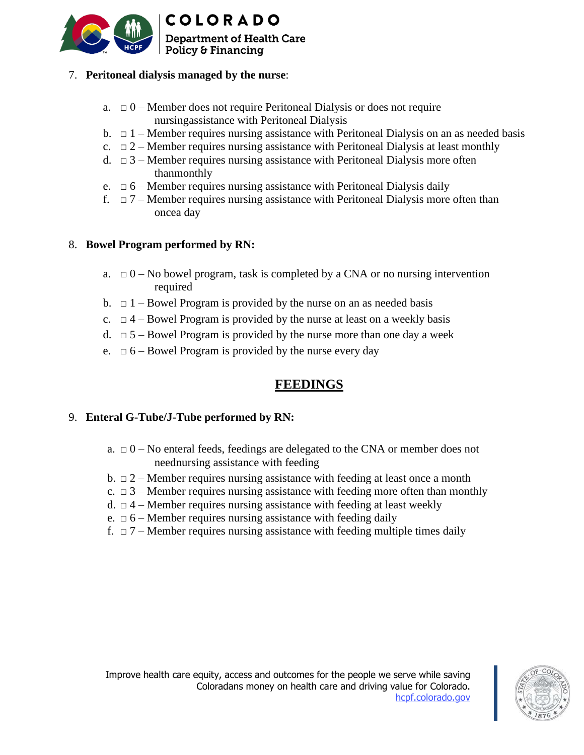7. **Peritoneal dialysis managed by the nurse**:

   a. □ 0 – Member does not require Peritoneal Dialysis or does not require nursingassistance with Peritoneal Dialysis
   b. □ 1 – Member requires nursing assistance with Peritoneal Dialysis on an as needed basis
   c. □ 2 – Member requires nursing assistance with Peritoneal Dialysis at least monthly
   d. □ 3 – Member requires nursing assistance with Peritoneal Dialysis more often thanmonthly
   e. □ 6 – Member requires nursing assistance with Peritoneal Dialysis daily
   f. □ 7 – Member requires nursing assistance with Peritoneal Dialysis more often than oncea day

8. **Bowel Program performed by RN:**

   a. □ 0 – No bowel program, task is completed by a CNA or no nursing intervention required
   b. □ 1 – Bowel Program is provided by the nurse on an as needed basis
   c. □ 4 – Bowel Program is provided by the nurse at least on a weekly basis
   d. □ 5 – Bowel Program is provided by the nurse more than one day a week
   e. □ 6 – Bowel Program is provided by the nurse every day

## FEEDINGS

9. **Enteral G-Tube/J-Tube performed by RN:**

   a. □ 0 – No enteral feeds, feedings are delegated to the CNA or member does not neednursing assistance with feeding
   b. □ 2 – Member requires nursing assistance with feeding at least once a month
   c. □ 3 – Member requires nursing assistance with feeding more often than monthly
   d. □ 4 – Member requires nursing assistance with feeding at least weekly
   e. □ 6 – Member requires nursing assistance with feeding daily
   f. □ 7 – Member requires nursing assistance with feeding multiple times daily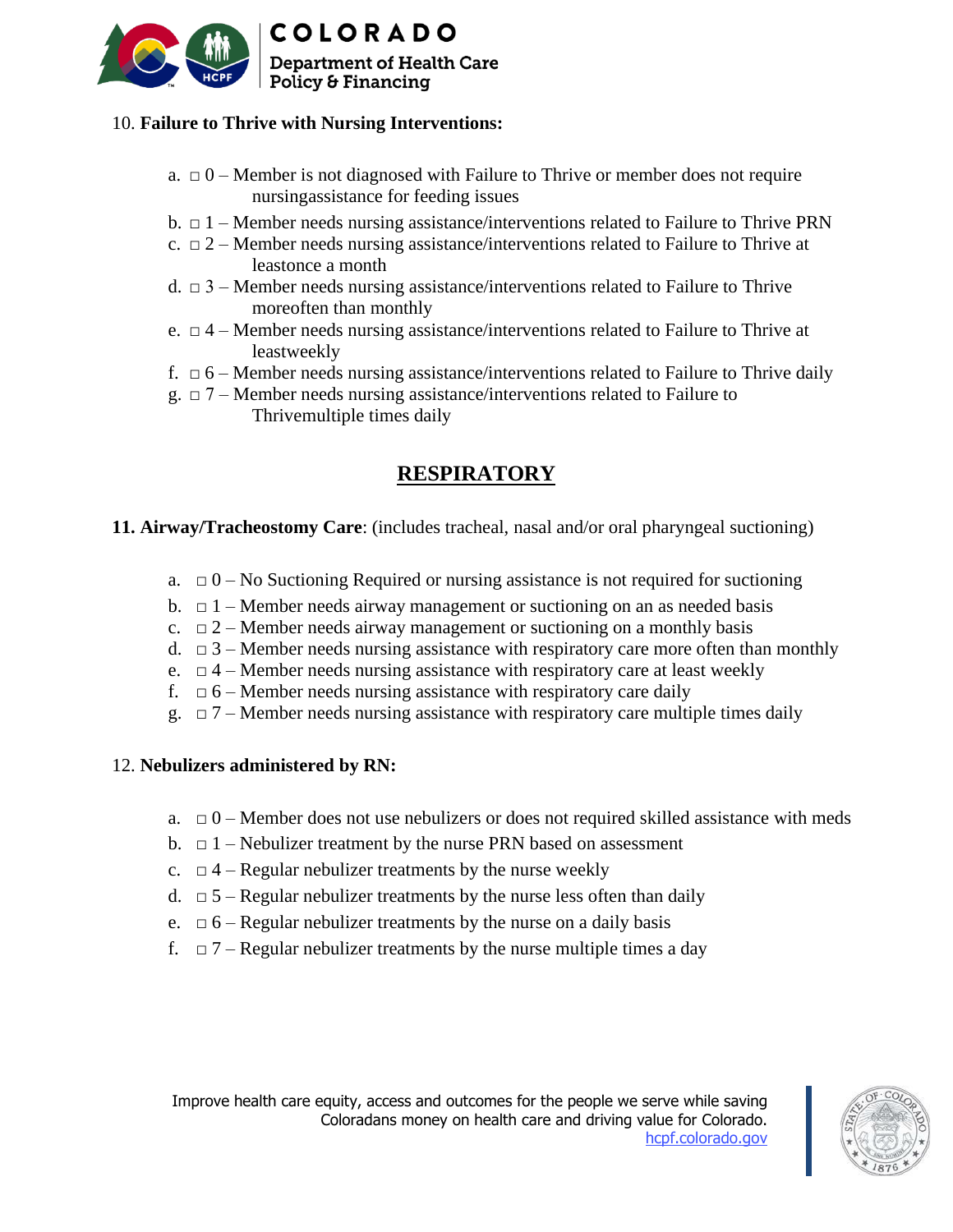10. **Failure to Thrive with Nursing Interventions:**

a. □ 0 – Member is not diagnosed with Failure to Thrive or member does not require nursingassistance for feeding issues
b. □ 1 – Member needs nursing assistance/interventions related to Failure to Thrive PRN
c. □ 2 – Member needs nursing assistance/interventions related to Failure to Thrive at leastone a month
d. □ 3 – Member needs nursing assistance/interventions related to Failure to Thrive moreoften than monthly
e. □ 4 – Member needs nursing assistance/interventions related to Failure to Thrive at leastweekly
f. □ 6 – Member needs nursing assistance/interventions related to Failure to Thrive daily
g. □ 7 – Member needs nursing assistance/interventions related to Failure to Thrivemultiple times daily

## RESPIRATORY

**11. Airway/Tracheostomy Care**: (includes tracheal, nasal and/or oral pharyngeal suctioning)

a. □ 0 – No Suctioning Required or nursing assistance is not required for suctioning
b. □ 1 – Member needs airway management or suctioning on an as needed basis
c. □ 2 – Member needs airway management or suctioning on a monthly basis
d. □ 3 – Member needs nursing assistance with respiratory care more often than monthly
e. □ 4 – Member needs nursing assistance with respiratory care at least weekly
f. □ 6 – Member needs nursing assistance with respiratory care daily
g. □ 7 – Member needs nursing assistance with respiratory care multiple times daily

12. **Nebulizers administered by RN:**

a. □ 0 – Member does not use nebulizers or does not required skilled assistance with meds
b. □ 1 – Nebulizer treatment by the nurse PRN based on assessment
c. □ 4 – Regular nebulizer treatments by the nurse weekly
d. □ 5 – Regular nebulizer treatments by the nurse less often than daily
e. □ 6 – Regular nebulizer treatments by the nurse on a daily basis
f. □ 7 – Regular nebulizer treatments by the nurse multiple times a day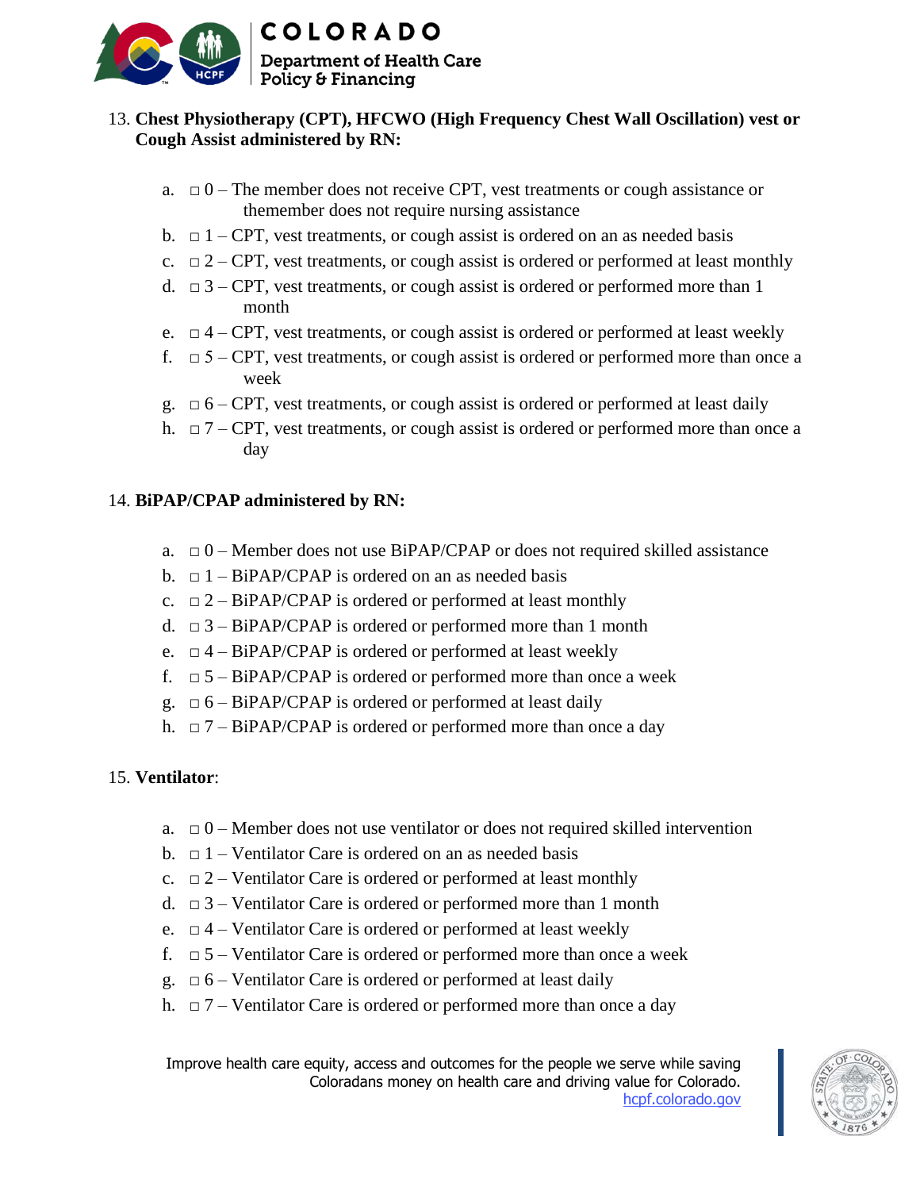13. **Chest Physiotherapy (CPT), HFCWO (High Frequency Chest Wall Oscillation) vest or Cough Assist administered by RN:**

   a. □ 0 – The member does not receive CPT, vest treatments or cough assistance or themember does not require nursing assistance
   b. □ 1 – CPT, vest treatments, or cough assist is ordered on an as needed basis
   c. □ 2 – CPT, vest treatments, or cough assist is ordered or performed at least monthly
   d. □ 3 – CPT, vest treatments, or cough assist is ordered or performed more than 1 month
   e. □ 4 – CPT, vest treatments, or cough assist is ordered or performed at least weekly
   f. □ 5 – CPT, vest treatments, or cough assist is ordered or performed more than once a week
   g. □ 6 – CPT, vest treatments, or cough assist is ordered or performed at least daily
   h. □ 7 – CPT, vest treatments, or cough assist is ordered or performed more than once a day

14. **BiPAP/CPAP administered by RN:**

   a. □ 0 – Member does not use BiPAP/CPAP or does not required skilled assistance
   b. □ 1 – BiPAP/CPAP is ordered on an as needed basis
   c. □ 2 – BiPAP/CPAP is ordered or performed at least monthly
   d. □ 3 – BiPAP/CPAP is ordered or performed more than 1 month
   e. □ 4 – BiPAP/CPAP is ordered or performed at least weekly
   f. □ 5 – BiPAP/CPAP is ordered or performed more than once a week
   g. □ 6 – BiPAP/CPAP is ordered or performed at least daily
   h. □ 7 – BiPAP/CPAP is ordered or performed more than once a day

15. **Ventilator**:

   a. □ 0 – Member does not use ventilator or does not required skilled intervention
   b. □ 1 – Ventilator Care is ordered on an as needed basis
   c. □ 2 – Ventilator Care is ordered or performed at least monthly
   d. □ 3 – Ventilator Care is ordered or performed more than 1 month
   e. □ 4 – Ventilator Care is ordered or performed at least weekly
   f. □ 5 – Ventilator Care is ordered or performed more than once a week
   g. □ 6 – Ventilator Care is ordered or performed at least daily
   h. □ 7 – Ventilator Care is ordered or performed more than once a day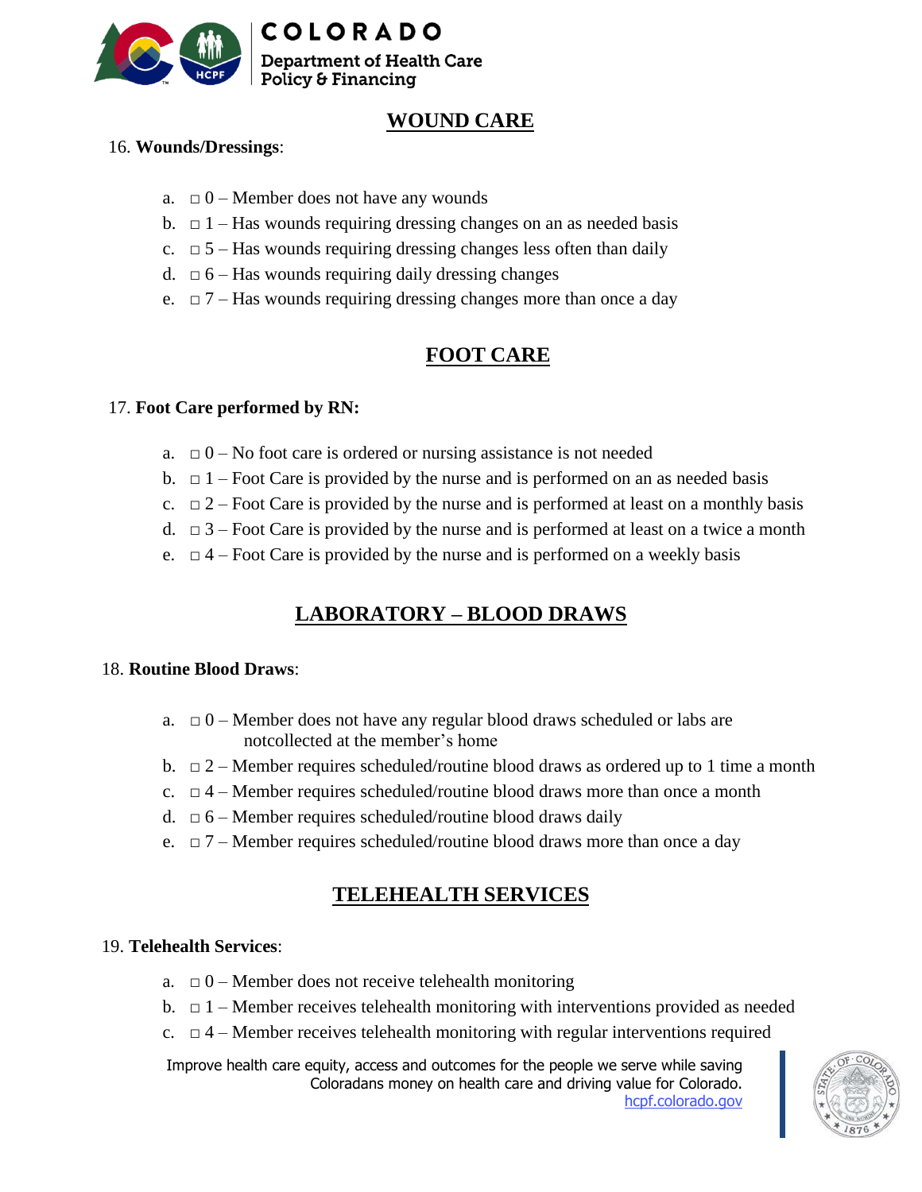## WOUND CARE

16. **Wounds/Dressings**:

   a. □ 0 – Member does not have any wounds
   b. □ 1 – Has wounds requiring dressing changes on an as needed basis
   c. □ 5 – Has wounds requiring dressing changes less often than daily
   d. □ 6 – Has wounds requiring daily dressing changes
   e. □ 7 – Has wounds requiring dressing changes more than once a day

## FOOT CARE

17. **Foot Care performed by RN:**

   a. □ 0 – No foot care is ordered or nursing assistance is not needed
   b. □ 1 – Foot Care is provided by the nurse and is performed on an as needed basis
   c. □ 2 – Foot Care is provided by the nurse and is performed at least on a monthly basis
   d. □ 3 – Foot Care is provided by the nurse and is performed at least on a twice a month
   e. □ 4 – Foot Care is provided by the nurse and is performed on a weekly basis

## LABORATORY – BLOOD DRAWS

18. **Routine Blood Draws**:

   a. □ 0 – Member does not have any regular blood draws scheduled or labs are notcollected at the member's home
   b. □ 2 – Member requires scheduled/routine blood draws as ordered up to 1 time a month
   c. □ 4 – Member requires scheduled/routine blood draws more than once a month
   d. □ 6 – Member requires scheduled/routine blood draws daily
   e. □ 7 – Member requires scheduled/routine blood draws more than once a day

## TELEHEALTH SERVICES

19. **Telehealth Services**:

   a. □ 0 – Member does not receive telehealth monitoring
   b. □ 1 – Member receives telehealth monitoring with interventions provided as needed
   c. □ 4 – Member receives telehealth monitoring with regular interventions required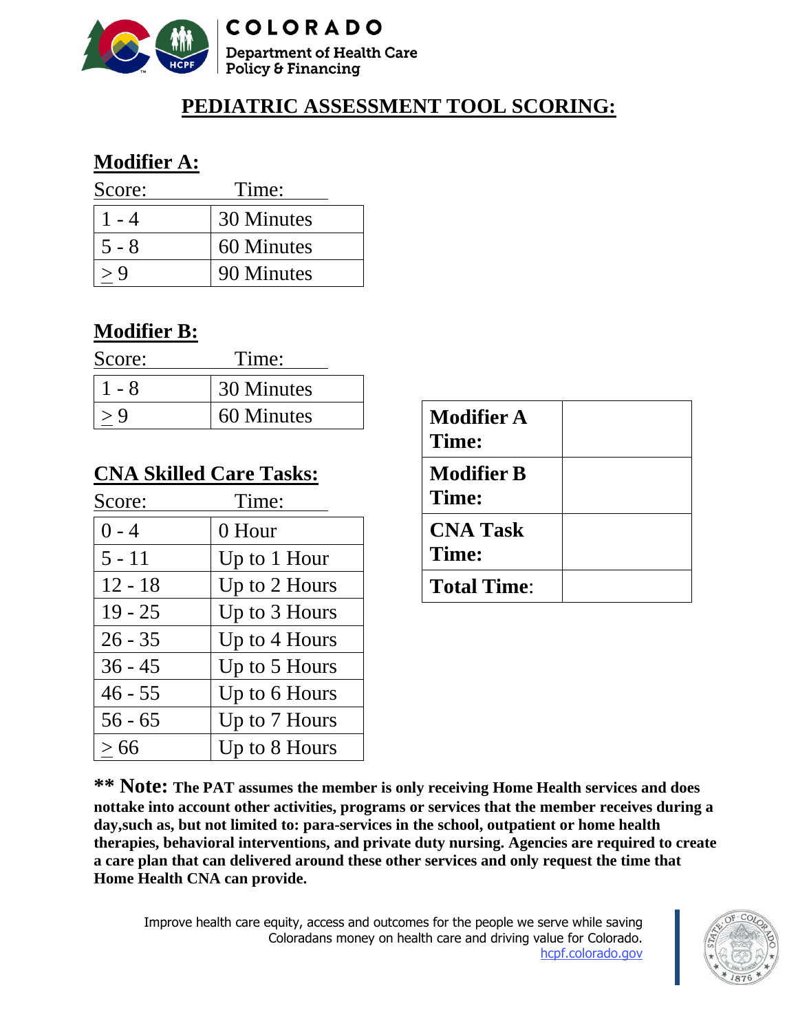# PEDIATRIC ASSESSMENT TOOL SCORING:

## Modifier A:

| Score: | Time: |
|---|---|
| 1 - 4 | 30 Minutes |
| 5 - 8 | 60 Minutes |
| ≥ 9 | 90 Minutes |

## Modifier B:

| Score: | Time: |
|---|---|
| 1 - 8 | 30 Minutes |
| ≥ 9 | 60 Minutes |

## CNA Skilled Care Tasks:

| Score: | Time: |
|---|---|
| 0 - 4 | 0 Hour |
| 5 - 11 | Up to 1 Hour |
| 12 - 18 | Up to 2 Hours |
| 19 - 25 | Up to 3 Hours |
| 26 - 35 | Up to 4 Hours |
| 36 - 45 | Up to 5 Hours |
| 46 - 55 | Up to 6 Hours |
| 56 - 65 | Up to 7 Hours |
| ≥ 66 | Up to 8 Hours |

| | |
|---|---|
| **Modifier A Time:** | |
| **Modifier B Time:** | |
| **CNA Task Time:** | |
| **Total Time:** | |

**** Note: The PAT assumes the member is only receiving Home Health services and does nottake into account other activities, programs or services that the member receives during a day,such as, but not limited to: para-services in the school, outpatient or home health therapies, behavioral interventions, and private duty nursing. Agencies are required to create a care plan that can delivered around these other services and only request the time that Home Health CNA can provide.**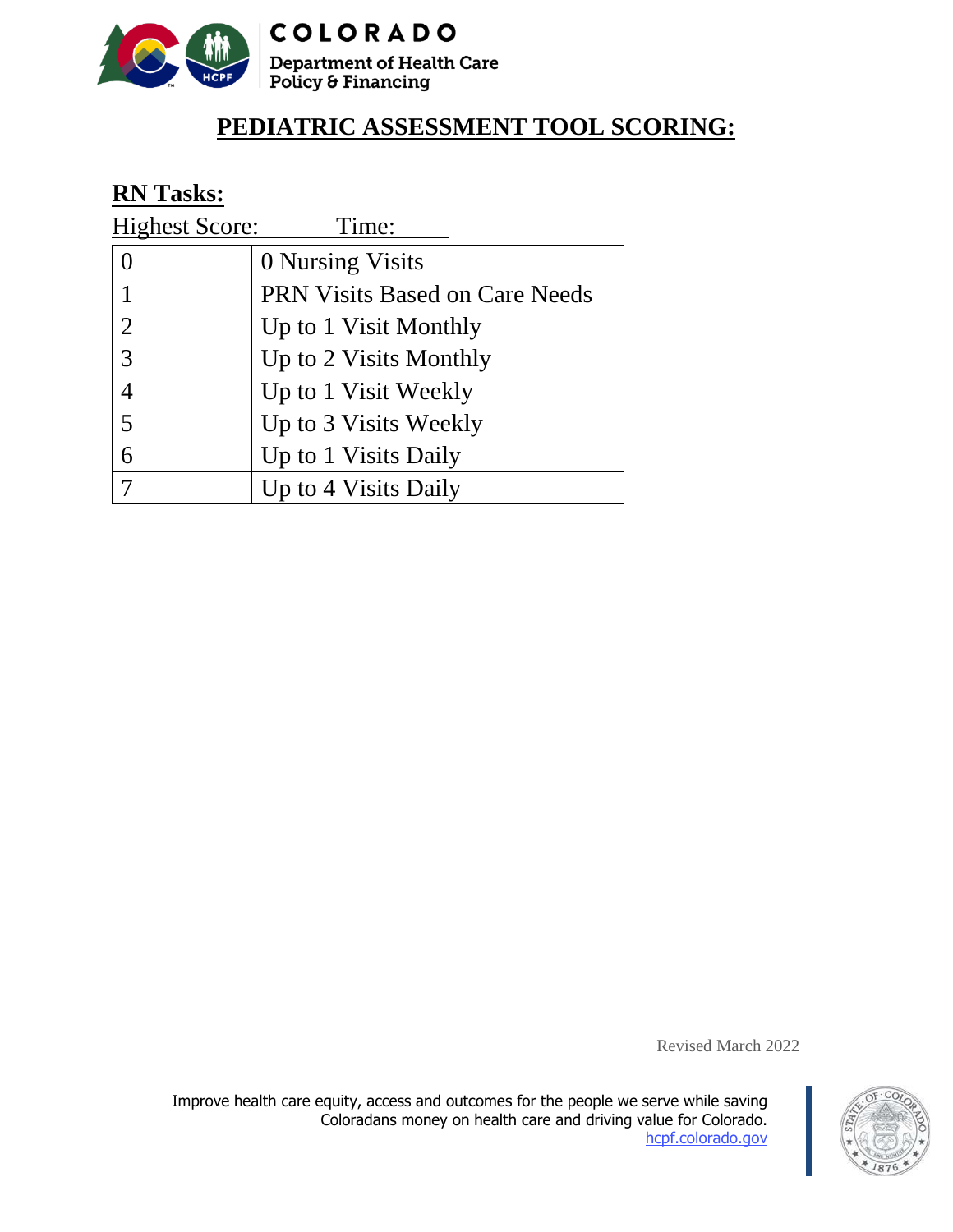## PEDIATRIC ASSESSMENT TOOL SCORING:

### RN Tasks:

Highest Score: Time:

| | |
|---|---|
| 0 | 0 Nursing Visits |
| 1 | PRN Visits Based on Care Needs |
| 2 | Up to 1 Visit Monthly |
| 3 | Up to 2 Visits Monthly |
| 4 | Up to 1 Visit Weekly |
| 5 | Up to 3 Visits Weekly |
| 6 | Up to 1 Visits Daily |
| 7 | Up to 4 Visits Daily |

Revised March 2022